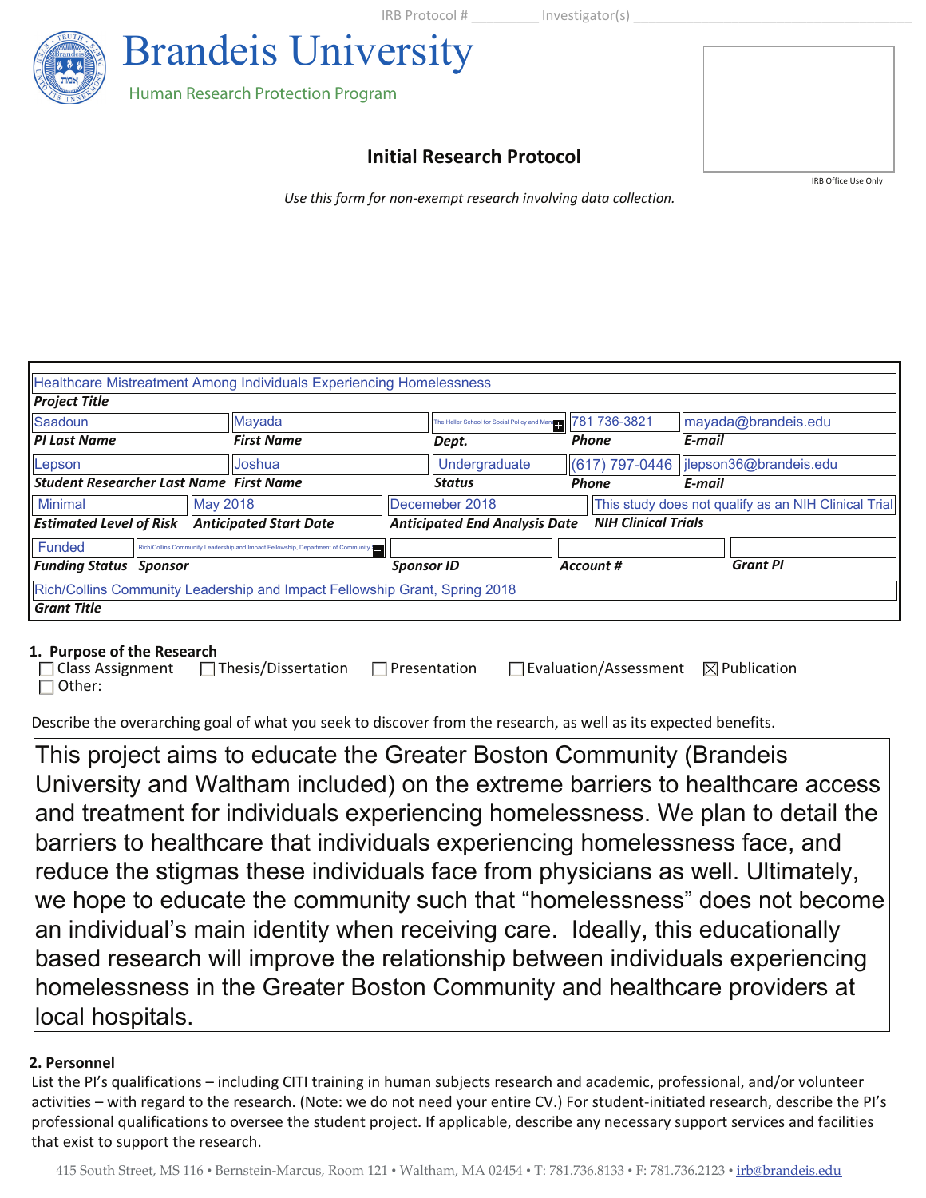IRB Protocol # _________ Investigator(s) ____________________________________

# Brandeis University

Human Research Protection Program

IRB Office Use Only

## Initial Research Protocol

*Use this form for non-exempt research involving data collection.*

| | | | | |
|---|---|---|---|---|
| Healthcare Mistreatment Among Individuals Experiencing Homelessness | | | | |
| ***Project Title*** | | | | |
| Saadoun | Mayada | The Heller School for Social Policy and Mana | 781 736-3821 | mayada@brandeis.edu |
| ***PI Last Name*** | ***First Name*** | ***Dept.*** | ***Phone*** | ***E-mail*** |
| Lepson | Joshua | Undergraduate | (617) 797-0446 | jlepson36@brandeis.edu |
| ***Student Researcher Last Name*** | ***First Name*** | ***Status*** | ***Phone*** | ***E-mail*** |
| Minimal | May 2018 | Decemeber 2018 | This study does not qualify as an NIH Clinical Trial | |
| ***Estimated Level of Risk*** | ***Anticipated Start Date*** | ***Anticipated End Analysis Date*** | ***NIH Clinical Trials*** | |
| Funded | Rich/Collins Community Leadership and Impact Fellowship, Department of Community | | | |
| ***Funding Status*** | ***Sponsor*** | ***Sponsor ID*** | ***Account #*** | ***Grant PI*** |
| Rich/Collins Community Leadership and Impact Fellowship Grant, Spring 2018 | | | | |
| ***Grant Title*** | | | | |

### 1. Purpose of the Research

☐ Class Assignment ☐ Thesis/Dissertation ☐ Presentation ☐ Evaluation/Assessment ☒ Publication
☐ Other:

Describe the overarching goal of what you seek to discover from the research, as well as its expected benefits.

This project aims to educate the Greater Boston Community (Brandeis University and Waltham included) on the extreme barriers to healthcare access and treatment for individuals experiencing homelessness. We plan to detail the barriers to healthcare that individuals experiencing homelessness face, and reduce the stigmas these individuals face from physicians as well. Ultimately, we hope to educate the community such that "homelessness" does not become an individual's main identity when receiving care. Ideally, this educationally based research will improve the relationship between individuals experiencing homelessness in the Greater Boston Community and healthcare providers at local hospitals.

### 2. Personnel

List the PI's qualifications – including CITI training in human subjects research and academic, professional, and/or volunteer activities – with regard to the research. (Note: we do not need your entire CV.) For student-initiated research, describe the PI's professional qualifications to oversee the student project. If applicable, describe any necessary support services and facilities that exist to support the research.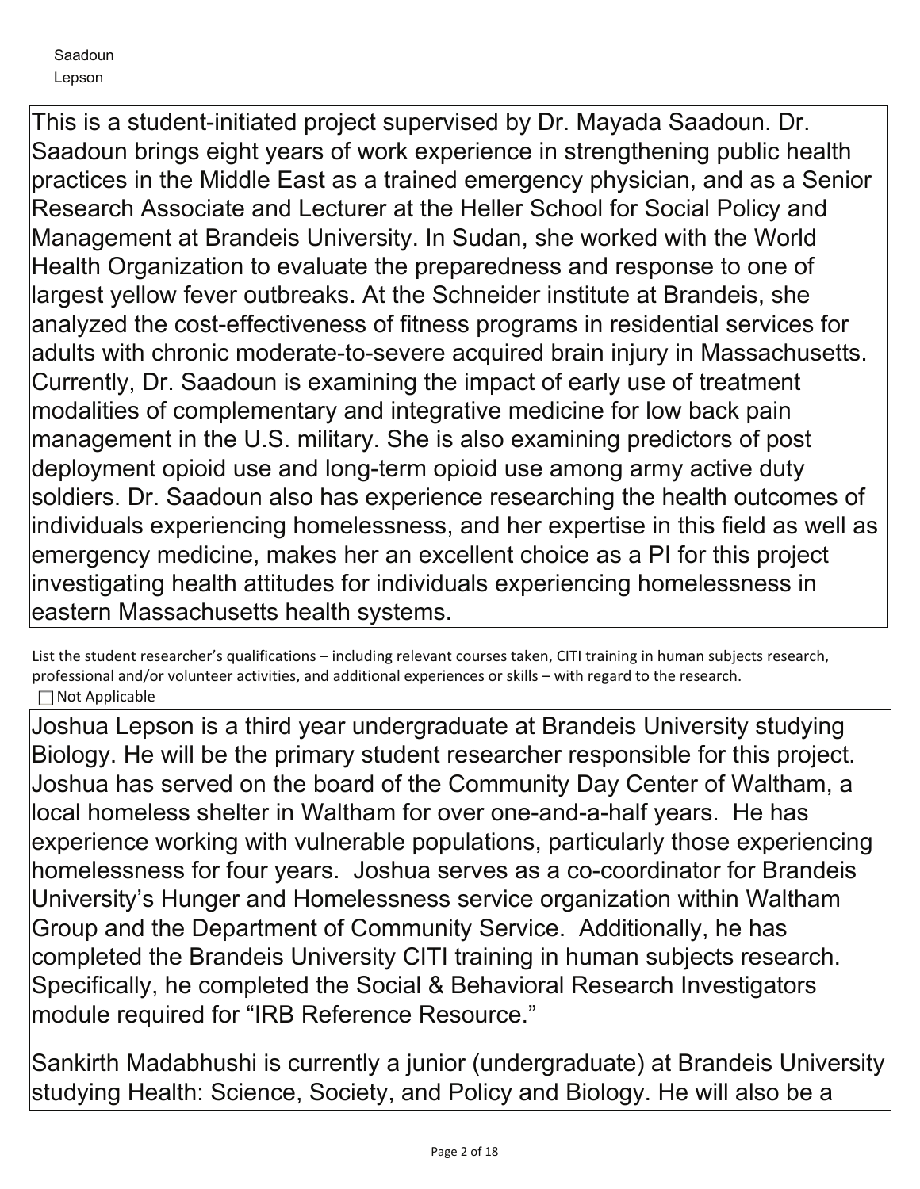This is a student-initiated project supervised by Dr. Mayada Saadoun. Dr. Saadoun brings eight years of work experience in strengthening public health practices in the Middle East as a trained emergency physician, and as a Senior Research Associate and Lecturer at the Heller School for Social Policy and Management at Brandeis University. In Sudan, she worked with the World Health Organization to evaluate the preparedness and response to one of largest yellow fever outbreaks. At the Schneider institute at Brandeis, she analyzed the cost-effectiveness of fitness programs in residential services for adults with chronic moderate-to-severe acquired brain injury in Massachusetts. Currently, Dr. Saadoun is examining the impact of early use of treatment modalities of complementary and integrative medicine for low back pain management in the U.S. military. She is also examining predictors of post deployment opioid use and long-term opioid use among army active duty soldiers. Dr. Saadoun also has experience researching the health outcomes of individuals experiencing homelessness, and her expertise in this field as well as emergency medicine, makes her an excellent choice as a PI for this project investigating health attitudes for individuals experiencing homelessness in eastern Massachusetts health systems.

List the student researcher's qualifications – including relevant courses taken, CITI training in human subjects research, professional and/or volunteer activities, and additional experiences or skills – with regard to the research.

☐ Not Applicable

Joshua Lepson is a third year undergraduate at Brandeis University studying Biology. He will be the primary student researcher responsible for this project. Joshua has served on the board of the Community Day Center of Waltham, a local homeless shelter in Waltham for over one-and-a-half years. He has experience working with vulnerable populations, particularly those experiencing homelessness for four years. Joshua serves as a co-coordinator for Brandeis University's Hunger and Homelessness service organization within Waltham Group and the Department of Community Service. Additionally, he has completed the Brandeis University CITI training in human subjects research. Specifically, he completed the Social & Behavioral Research Investigators module required for "IRB Reference Resource."

Sankirth Madabhushi is currently a junior (undergraduate) at Brandeis University studying Health: Science, Society, and Policy and Biology. He will also be a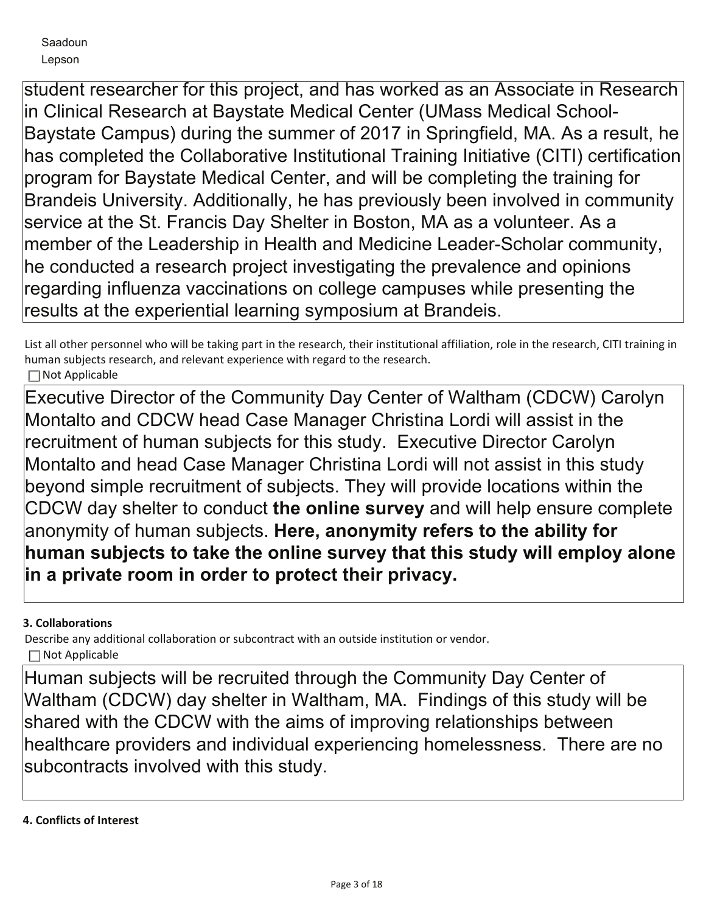student researcher for this project, and has worked as an Associate in Research in Clinical Research at Baystate Medical Center (UMass Medical School-Baystate Campus) during the summer of 2017 in Springfield, MA. As a result, he has completed the Collaborative Institutional Training Initiative (CITI) certification program for Baystate Medical Center, and will be completing the training for Brandeis University. Additionally, he has previously been involved in community service at the St. Francis Day Shelter in Boston, MA as a volunteer. As a member of the Leadership in Health and Medicine Leader-Scholar community, he conducted a research project investigating the prevalence and opinions regarding influenza vaccinations on college campuses while presenting the results at the experiential learning symposium at Brandeis.

List all other personnel who will be taking part in the research, their institutional affiliation, role in the research, CITI training in human subjects research, and relevant experience with regard to the research.

☐ Not Applicable

Executive Director of the Community Day Center of Waltham (CDCW) Carolyn Montalto and CDCW head Case Manager Christina Lordi will assist in the recruitment of human subjects for this study. Executive Director Carolyn Montalto and head Case Manager Christina Lordi will not assist in this study beyond simple recruitment of subjects. They will provide locations within the CDCW day shelter to conduct **the online survey** and will help ensure complete anonymity of human subjects. **Here, anonymity refers to the ability for human subjects to take the online survey that this study will employ alone in a private room in order to protect their privacy.**

**3. Collaborations**

Describe any additional collaboration or subcontract with an outside institution or vendor.

☐ Not Applicable

Human subjects will be recruited through the Community Day Center of Waltham (CDCW) day shelter in Waltham, MA. Findings of this study will be shared with the CDCW with the aims of improving relationships between healthcare providers and individual experiencing homelessness. There are no subcontracts involved with this study.

**4. Conflicts of Interest**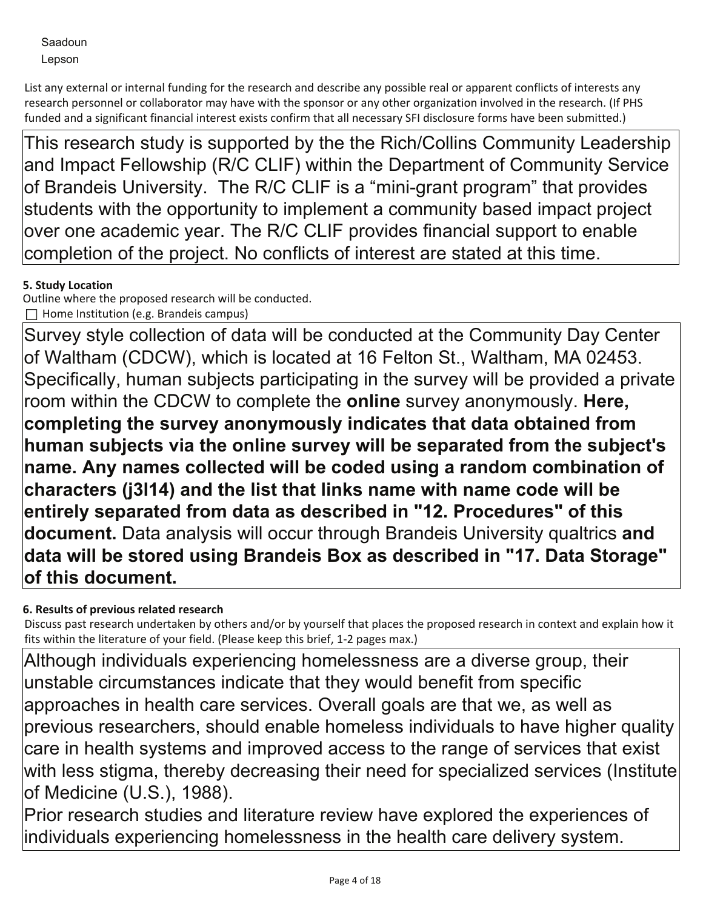Saadoun
Lepson

List any external or internal funding for the research and describe any possible real or apparent conflicts of interests any research personnel or collaborator may have with the sponsor or any other organization involved in the research. (If PHS funded and a significant financial interest exists confirm that all necessary SFI disclosure forms have been submitted.)

This research study is supported by the the Rich/Collins Community Leadership and Impact Fellowship (R/C CLIF) within the Department of Community Service of Brandeis University. The R/C CLIF is a "mini-grant program" that provides students with the opportunity to implement a community based impact project over one academic year. The R/C CLIF provides financial support to enable completion of the project. No conflicts of interest are stated at this time.

**5. Study Location**

Outline where the proposed research will be conducted.

☐ Home Institution (e.g. Brandeis campus)

Survey style collection of data will be conducted at the Community Day Center of Waltham (CDCW), which is located at 16 Felton St., Waltham, MA 02453. Specifically, human subjects participating in the survey will be provided a private room within the CDCW to complete the **online** survey anonymously. **Here, completing the survey anonymously indicates that data obtained from human subjects via the online survey will be separated from the subject's name. Any names collected will be coded using a random combination of characters (j3l14) and the list that links name with name code will be entirely separated from data as described in "12. Procedures" of this document.** Data analysis will occur through Brandeis University qualtrics **and data will be stored using Brandeis Box as described in "17. Data Storage" of this document.**

**6. Results of previous related research**

Discuss past research undertaken by others and/or by yourself that places the proposed research in context and explain how it fits within the literature of your field. (Please keep this brief, 1-2 pages max.)

Although individuals experiencing homelessness are a diverse group, their unstable circumstances indicate that they would benefit from specific approaches in health care services. Overall goals are that we, as well as previous researchers, should enable homeless individuals to have higher quality care in health systems and improved access to the range of services that exist with less stigma, thereby decreasing their need for specialized services (Institute of Medicine (U.S.), 1988).

Prior research studies and literature review have explored the experiences of individuals experiencing homelessness in the health care delivery system.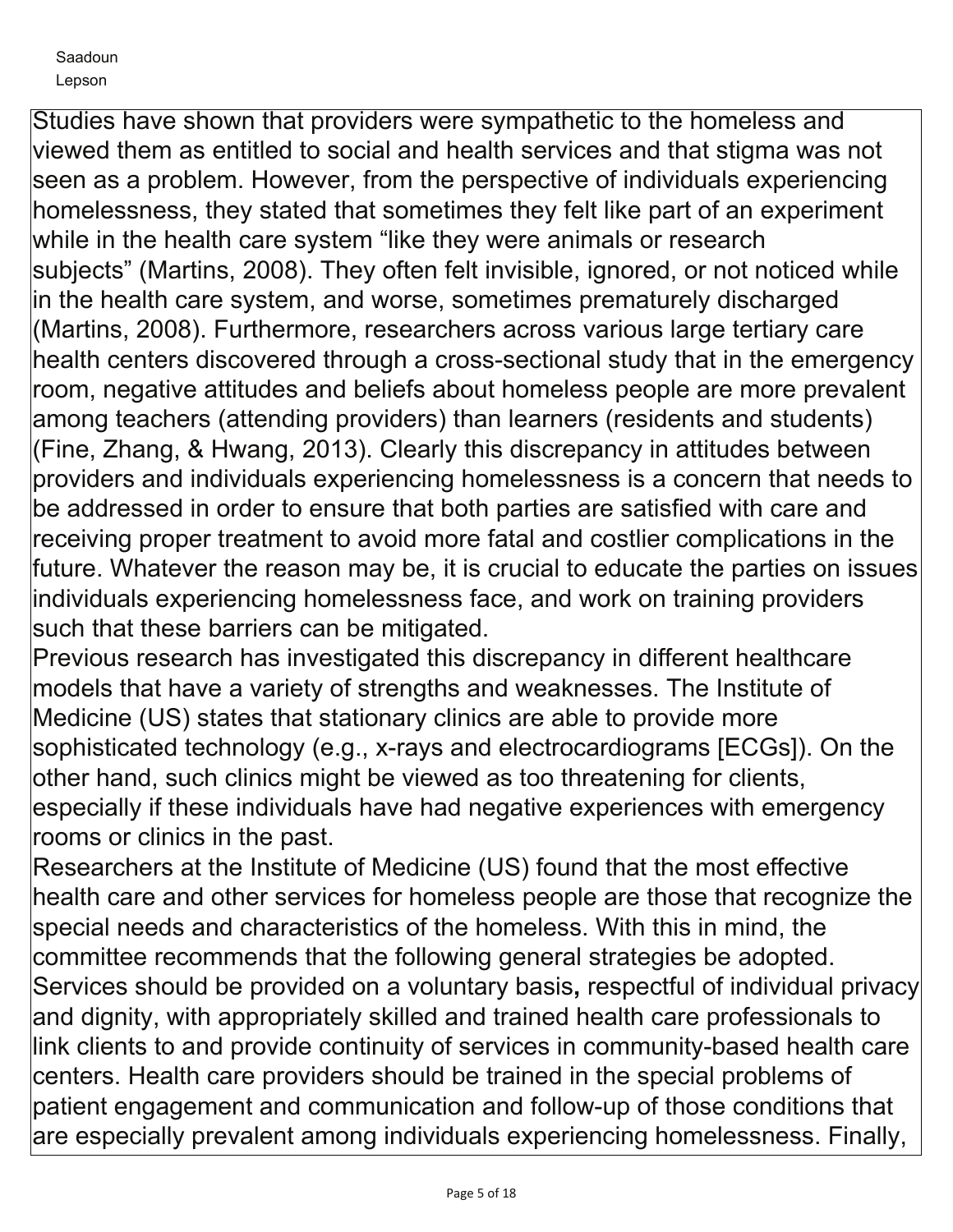Studies have shown that providers were sympathetic to the homeless and viewed them as entitled to social and health services and that stigma was not seen as a problem. However, from the perspective of individuals experiencing homelessness, they stated that sometimes they felt like part of an experiment while in the health care system "like they were animals or research subjects" (Martins, 2008). They often felt invisible, ignored, or not noticed while in the health care system, and worse, sometimes prematurely discharged (Martins, 2008). Furthermore, researchers across various large tertiary care health centers discovered through a cross-sectional study that in the emergency room, negative attitudes and beliefs about homeless people are more prevalent among teachers (attending providers) than learners (residents and students) (Fine, Zhang, & Hwang, 2013). Clearly this discrepancy in attitudes between providers and individuals experiencing homelessness is a concern that needs to be addressed in order to ensure that both parties are satisfied with care and receiving proper treatment to avoid more fatal and costlier complications in the future. Whatever the reason may be, it is crucial to educate the parties on issues individuals experiencing homelessness face, and work on training providers such that these barriers can be mitigated.

Previous research has investigated this discrepancy in different healthcare models that have a variety of strengths and weaknesses. The Institute of Medicine (US) states that stationary clinics are able to provide more sophisticated technology (e.g., x-rays and electrocardiograms [ECGs]). On the other hand, such clinics might be viewed as too threatening for clients, especially if these individuals have had negative experiences with emergency rooms or clinics in the past.

Researchers at the Institute of Medicine (US) found that the most effective health care and other services for homeless people are those that recognize the special needs and characteristics of the homeless. With this in mind, the committee recommends that the following general strategies be adopted. Services should be provided on a voluntary basis, respectful of individual privacy and dignity, with appropriately skilled and trained health care professionals to link clients to and provide continuity of services in community-based health care centers. Health care providers should be trained in the special problems of patient engagement and communication and follow-up of those conditions that are especially prevalent among individuals experiencing homelessness. Finally,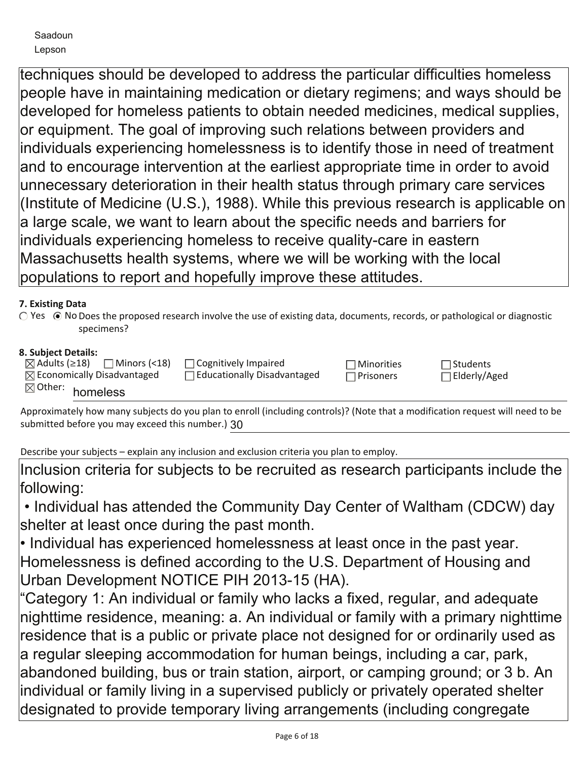techniques should be developed to address the particular difficulties homeless people have in maintaining medication or dietary regimens; and ways should be developed for homeless patients to obtain needed medicines, medical supplies, or equipment. The goal of improving such relations between providers and individuals experiencing homelessness is to identify those in need of treatment and to encourage intervention at the earliest appropriate time in order to avoid unnecessary deterioration in their health status through primary care services (Institute of Medicine (U.S.), 1988). While this previous research is applicable on a large scale, we want to learn about the specific needs and barriers for individuals experiencing homeless to receive quality-care in eastern Massachusetts health systems, where we will be working with the local populations to report and hopefully improve these attitudes.

**7. Existing Data**

○ Yes ◉ No Does the proposed research involve the use of existing data, documents, records, or pathological or diagnostic specimens?

**8. Subject Details:**

☒ Adults (≥18) ☐ Minors (<18) ☐ Cognitively Impaired ☐ Minorities ☐ Students
☒ Economically Disadvantaged ☐ Educationally Disadvantaged ☐ Prisoners ☐ Elderly/Aged
☒ Other: homeless

Approximately how many subjects do you plan to enroll (including controls)? (Note that a modification request will need to be submitted before you may exceed this number.) 30

Describe your subjects – explain any inclusion and exclusion criteria you plan to employ.

Inclusion criteria for subjects to be recruited as research participants include the following:

- Individual has attended the Community Day Center of Waltham (CDCW) day shelter at least once during the past month.
- Individual has experienced homelessness at least once in the past year. Homelessness is defined according to the U.S. Department of Housing and Urban Development NOTICE PIH 2013-15 (HA).

"Category 1: An individual or family who lacks a fixed, regular, and adequate nighttime residence, meaning: a. An individual or family with a primary nighttime residence that is a public or private place not designed for or ordinarily used as a regular sleeping accommodation for human beings, including a car, park, abandoned building, bus or train station, airport, or camping ground; or 3 b. An individual or family living in a supervised publicly or privately operated shelter designated to provide temporary living arrangements (including congregate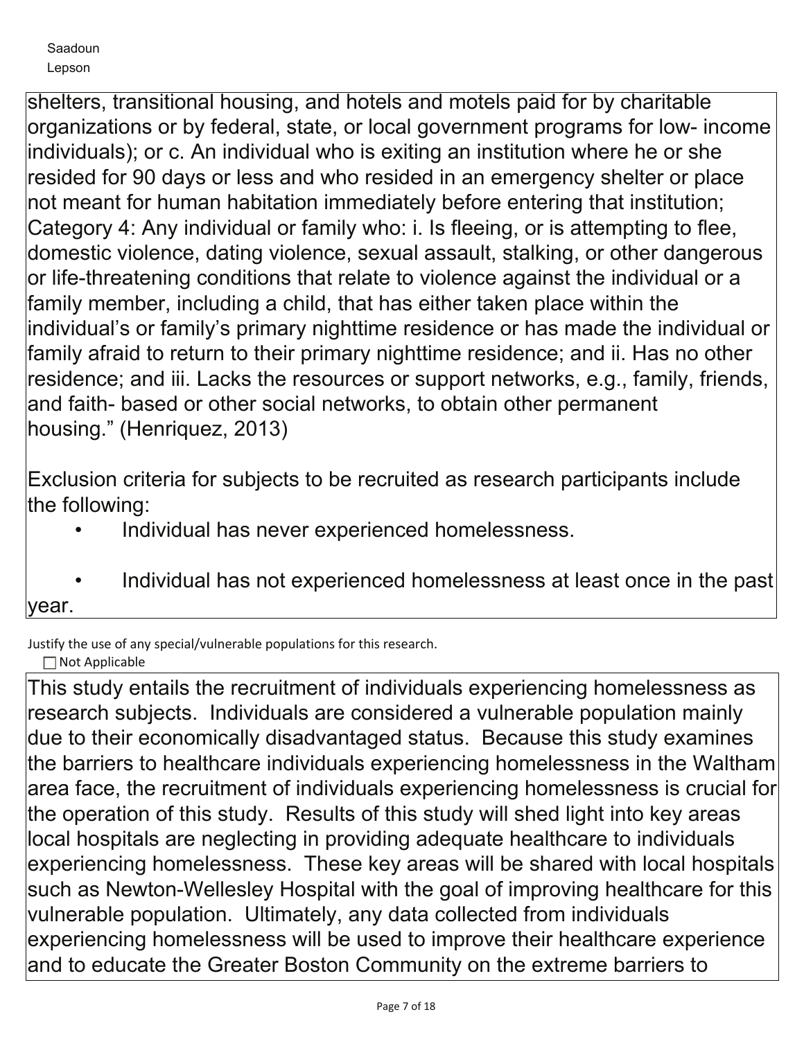shelters, transitional housing, and hotels and motels paid for by charitable organizations or by federal, state, or local government programs for low- income individuals); or c. An individual who is exiting an institution where he or she resided for 90 days or less and who resided in an emergency shelter or place not meant for human habitation immediately before entering that institution; Category 4: Any individual or family who: i. Is fleeing, or is attempting to flee, domestic violence, dating violence, sexual assault, stalking, or other dangerous or life-threatening conditions that relate to violence against the individual or a family member, including a child, that has either taken place within the individual's or family's primary nighttime residence or has made the individual or family afraid to return to their primary nighttime residence; and ii. Has no other residence; and iii. Lacks the resources or support networks, e.g., family, friends, and faith- based or other social networks, to obtain other permanent housing." (Henriquez, 2013)

Exclusion criteria for subjects to be recruited as research participants include the following:

- Individual has never experienced homelessness.
- Individual has not experienced homelessness at least once in the past year.

Justify the use of any special/vulnerable populations for this research.

☐ Not Applicable

This study entails the recruitment of individuals experiencing homelessness as research subjects. Individuals are considered a vulnerable population mainly due to their economically disadvantaged status. Because this study examines the barriers to healthcare individuals experiencing homelessness in the Waltham area face, the recruitment of individuals experiencing homelessness is crucial for the operation of this study. Results of this study will shed light into key areas local hospitals are neglecting in providing adequate healthcare to individuals experiencing homelessness. These key areas will be shared with local hospitals such as Newton-Wellesley Hospital with the goal of improving healthcare for this vulnerable population. Ultimately, any data collected from individuals experiencing homelessness will be used to improve their healthcare experience and to educate the Greater Boston Community on the extreme barriers to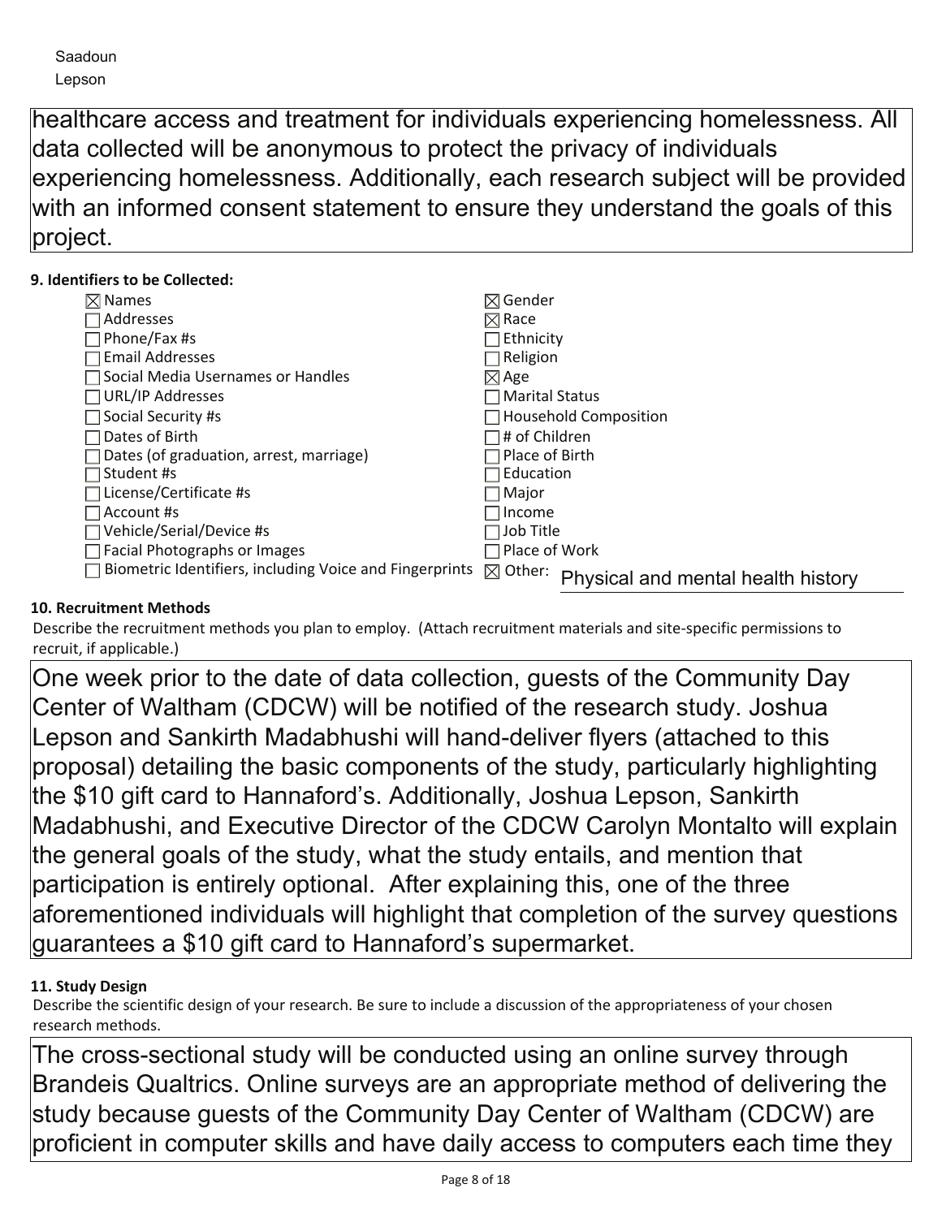healthcare access and treatment for individuals experiencing homelessness. All data collected will be anonymous to protect the privacy of individuals experiencing homelessness. Additionally, each research subject will be provided with an informed consent statement to ensure they understand the goals of this project.

**9. Identifiers to be Collected:**

| | |
|---|---|
| ☒ Names | ☒ Gender |
| ☐ Addresses | ☒ Race |
| ☐ Phone/Fax #s | ☐ Ethnicity |
| ☐ Email Addresses | ☐ Religion |
| ☐ Social Media Usernames or Handles | ☒ Age |
| ☐ URL/IP Addresses | ☐ Marital Status |
| ☐ Social Security #s | ☐ Household Composition |
| ☐ Dates of Birth | ☐ # of Children |
| ☐ Dates (of graduation, arrest, marriage) | ☐ Place of Birth |
| ☐ Student #s | ☐ Education |
| ☐ License/Certificate #s | ☐ Major |
| ☐ Account #s | ☐ Income |
| ☐ Vehicle/Serial/Device #s | ☐ Job Title |
| ☐ Facial Photographs or Images | ☐ Place of Work |
| ☐ Biometric Identifiers, including Voice and Fingerprints | ☒ Other: Physical and mental health history |

**10. Recruitment Methods**

Describe the recruitment methods you plan to employ. (Attach recruitment materials and site-specific permissions to recruit, if applicable.)

One week prior to the date of data collection, guests of the Community Day Center of Waltham (CDCW) will be notified of the research study. Joshua Lepson and Sankirth Madabhushi will hand-deliver flyers (attached to this proposal) detailing the basic components of the study, particularly highlighting the $10 gift card to Hannaford's. Additionally, Joshua Lepson, Sankirth Madabhushi, and Executive Director of the CDCW Carolyn Montalto will explain the general goals of the study, what the study entails, and mention that participation is entirely optional. After explaining this, one of the three aforementioned individuals will highlight that completion of the survey questions guarantees a $10 gift card to Hannaford's supermarket.

**11. Study Design**

Describe the scientific design of your research. Be sure to include a discussion of the appropriateness of your chosen research methods.

The cross-sectional study will be conducted using an online survey through Brandeis Qualtrics. Online surveys are an appropriate method of delivering the study because guests of the Community Day Center of Waltham (CDCW) are proficient in computer skills and have daily access to computers each time they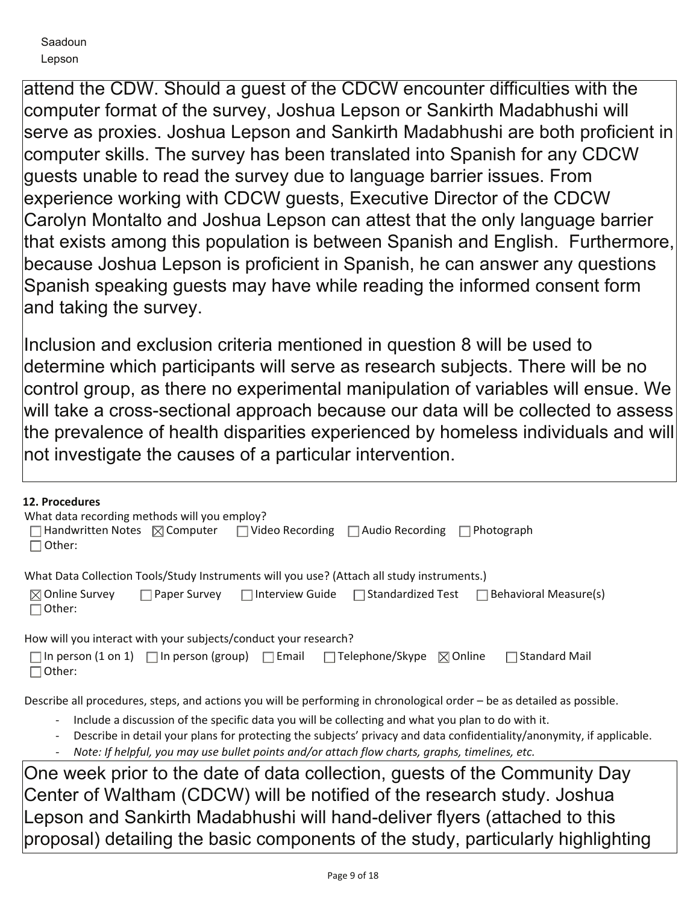attend the CDW. Should a guest of the CDCW encounter difficulties with the computer format of the survey, Joshua Lepson or Sankirth Madabhushi will serve as proxies. Joshua Lepson and Sankirth Madabhushi are both proficient in computer skills. The survey has been translated into Spanish for any CDCW guests unable to read the survey due to language barrier issues. From experience working with CDCW guests, Executive Director of the CDCW Carolyn Montalto and Joshua Lepson can attest that the only language barrier that exists among this population is between Spanish and English. Furthermore, because Joshua Lepson is proficient in Spanish, he can answer any questions Spanish speaking guests may have while reading the informed consent form and taking the survey.

Inclusion and exclusion criteria mentioned in question 8 will be used to determine which participants will serve as research subjects. There will be no control group, as there no experimental manipulation of variables will ensue. We will take a cross-sectional approach because our data will be collected to assess the prevalence of health disparities experienced by homeless individuals and will not investigate the causes of a particular intervention.

**12. Procedures**

What data recording methods will you employ?

☐ Handwritten Notes ☒ Computer ☐ Video Recording ☐ Audio Recording ☐ Photograph
☐ Other:

What Data Collection Tools/Study Instruments will you use? (Attach all study instruments.)

☒ Online Survey ☐ Paper Survey ☐ Interview Guide ☐ Standardized Test ☐ Behavioral Measure(s)
☐ Other:

How will you interact with your subjects/conduct your research?

☐ In person (1 on 1) ☐ In person (group) ☐ Email ☐ Telephone/Skype ☒ Online ☐ Standard Mail
☐ Other:

Describe all procedures, steps, and actions you will be performing in chronological order – be as detailed as possible.

- Include a discussion of the specific data you will be collecting and what you plan to do with it.
- Describe in detail your plans for protecting the subjects' privacy and data confidentiality/anonymity, if applicable.
- *Note: If helpful, you may use bullet points and/or attach flow charts, graphs, timelines, etc.*

One week prior to the date of data collection, guests of the Community Day Center of Waltham (CDCW) will be notified of the research study. Joshua Lepson and Sankirth Madabhushi will hand-deliver flyers (attached to this proposal) detailing the basic components of the study, particularly highlighting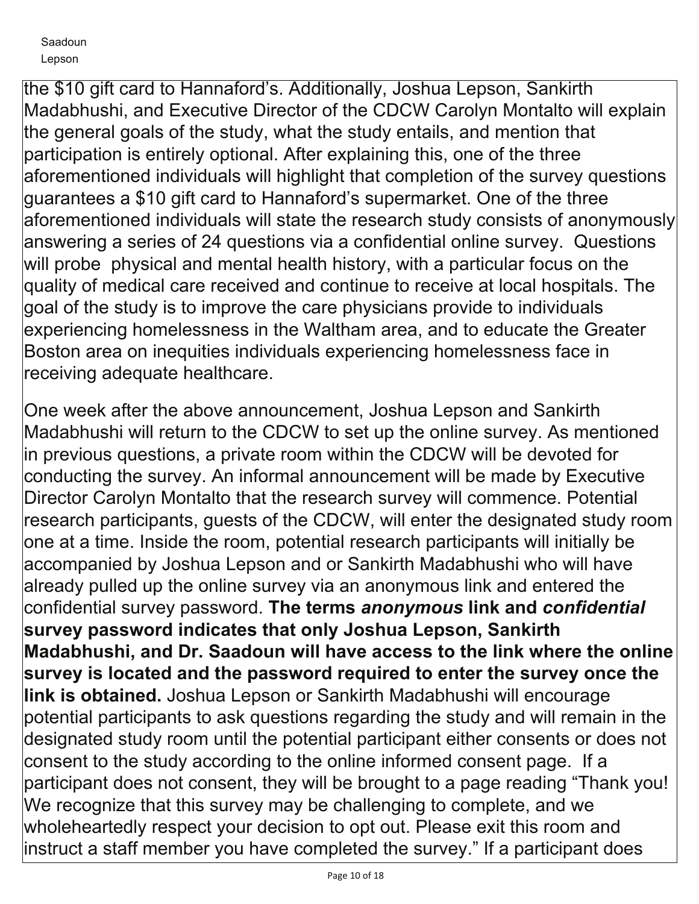the $10 gift card to Hannaford's. Additionally, Joshua Lepson, Sankirth Madabhushi, and Executive Director of the CDCW Carolyn Montalto will explain the general goals of the study, what the study entails, and mention that participation is entirely optional. After explaining this, one of the three aforementioned individuals will highlight that completion of the survey questions guarantees a $10 gift card to Hannaford's supermarket. One of the three aforementioned individuals will state the research study consists of anonymously answering a series of 24 questions via a confidential online survey. Questions will probe physical and mental health history, with a particular focus on the quality of medical care received and continue to receive at local hospitals. The goal of the study is to improve the care physicians provide to individuals experiencing homelessness in the Waltham area, and to educate the Greater Boston area on inequities individuals experiencing homelessness face in receiving adequate healthcare.

One week after the above announcement, Joshua Lepson and Sankirth Madabhushi will return to the CDCW to set up the online survey. As mentioned in previous questions, a private room within the CDCW will be devoted for conducting the survey. An informal announcement will be made by Executive Director Carolyn Montalto that the research survey will commence. Potential research participants, guests of the CDCW, will enter the designated study room one at a time. Inside the room, potential research participants will initially be accompanied by Joshua Lepson and or Sankirth Madabhushi who will have already pulled up the online survey via an anonymous link and entered the confidential survey password. **The terms *anonymous* link and *confidential* survey password indicates that only Joshua Lepson, Sankirth Madabhushi, and Dr. Saadoun will have access to the link where the online survey is located and the password required to enter the survey once the link is obtained.** Joshua Lepson or Sankirth Madabhushi will encourage potential participants to ask questions regarding the study and will remain in the designated study room until the potential participant either consents or does not consent to the study according to the online informed consent page. If a participant does not consent, they will be brought to a page reading "Thank you! We recognize that this survey may be challenging to complete, and we wholeheartedly respect your decision to opt out. Please exit this room and instruct a staff member you have completed the survey." If a participant does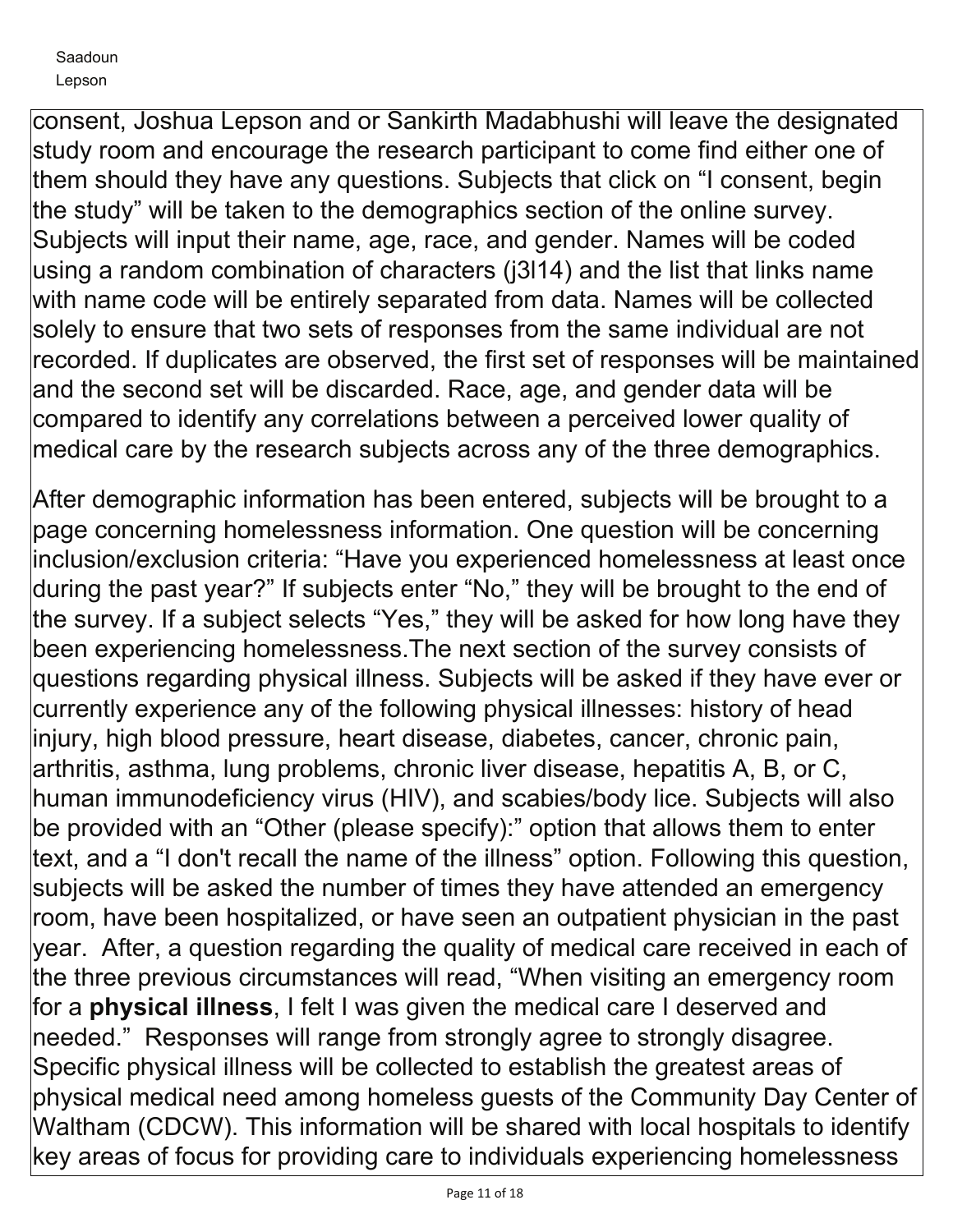consent, Joshua Lepson and or Sankirth Madabhushi will leave the designated study room and encourage the research participant to come find either one of them should they have any questions. Subjects that click on “I consent, begin the study” will be taken to the demographics section of the online survey. Subjects will input their name, age, race, and gender. Names will be coded using a random combination of characters (j3l14) and the list that links name with name code will be entirely separated from data. Names will be collected solely to ensure that two sets of responses from the same individual are not recorded. If duplicates are observed, the first set of responses will be maintained and the second set will be discarded. Race, age, and gender data will be compared to identify any correlations between a perceived lower quality of medical care by the research subjects across any of the three demographics.

After demographic information has been entered, subjects will be brought to a page concerning homelessness information. One question will be concerning inclusion/exclusion criteria: “Have you experienced homelessness at least once during the past year?” If subjects enter “No,” they will be brought to the end of the survey. If a subject selects “Yes,” they will be asked for how long have they been experiencing homelessness.The next section of the survey consists of questions regarding physical illness. Subjects will be asked if they have ever or currently experience any of the following physical illnesses: history of head injury, high blood pressure, heart disease, diabetes, cancer, chronic pain, arthritis, asthma, lung problems, chronic liver disease, hepatitis A, B, or C, human immunodeficiency virus (HIV), and scabies/body lice. Subjects will also be provided with an “Other (please specify):” option that allows them to enter text, and a “I don't recall the name of the illness” option. Following this question, subjects will be asked the number of times they have attended an emergency room, have been hospitalized, or have seen an outpatient physician in the past year. After, a question regarding the quality of medical care received in each of the three previous circumstances will read, “When visiting an emergency room for a **physical illness**, I felt I was given the medical care I deserved and needed.” Responses will range from strongly agree to strongly disagree. Specific physical illness will be collected to establish the greatest areas of physical medical need among homeless guests of the Community Day Center of Waltham (CDCW). This information will be shared with local hospitals to identify key areas of focus for providing care to individuals experiencing homelessness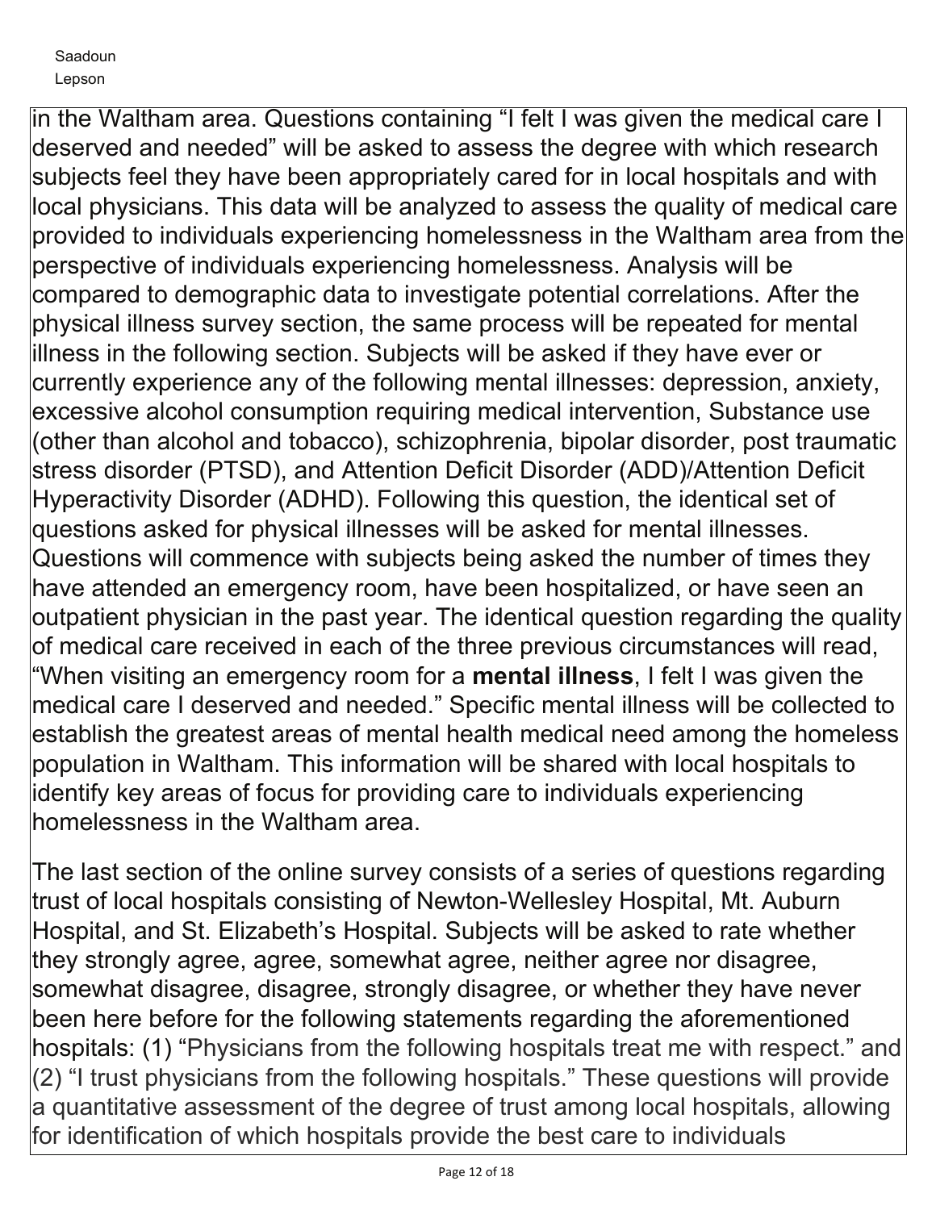in the Waltham area. Questions containing "I felt I was given the medical care I deserved and needed" will be asked to assess the degree with which research subjects feel they have been appropriately cared for in local hospitals and with local physicians. This data will be analyzed to assess the quality of medical care provided to individuals experiencing homelessness in the Waltham area from the perspective of individuals experiencing homelessness. Analysis will be compared to demographic data to investigate potential correlations. After the physical illness survey section, the same process will be repeated for mental illness in the following section. Subjects will be asked if they have ever or currently experience any of the following mental illnesses: depression, anxiety, excessive alcohol consumption requiring medical intervention, Substance use (other than alcohol and tobacco), schizophrenia, bipolar disorder, post traumatic stress disorder (PTSD), and Attention Deficit Disorder (ADD)/Attention Deficit Hyperactivity Disorder (ADHD). Following this question, the identical set of questions asked for physical illnesses will be asked for mental illnesses. Questions will commence with subjects being asked the number of times they have attended an emergency room, have been hospitalized, or have seen an outpatient physician in the past year. The identical question regarding the quality of medical care received in each of the three previous circumstances will read, "When visiting an emergency room for a **mental illness**, I felt I was given the medical care I deserved and needed." Specific mental illness will be collected to establish the greatest areas of mental health medical need among the homeless population in Waltham. This information will be shared with local hospitals to identify key areas of focus for providing care to individuals experiencing homelessness in the Waltham area.

The last section of the online survey consists of a series of questions regarding trust of local hospitals consisting of Newton-Wellesley Hospital, Mt. Auburn Hospital, and St. Elizabeth's Hospital. Subjects will be asked to rate whether they strongly agree, agree, somewhat agree, neither agree nor disagree, somewhat disagree, disagree, strongly disagree, or whether they have never been here before for the following statements regarding the aforementioned hospitals: (1) "Physicians from the following hospitals treat me with respect." and (2) "I trust physicians from the following hospitals." These questions will provide a quantitative assessment of the degree of trust among local hospitals, allowing for identification of which hospitals provide the best care to individuals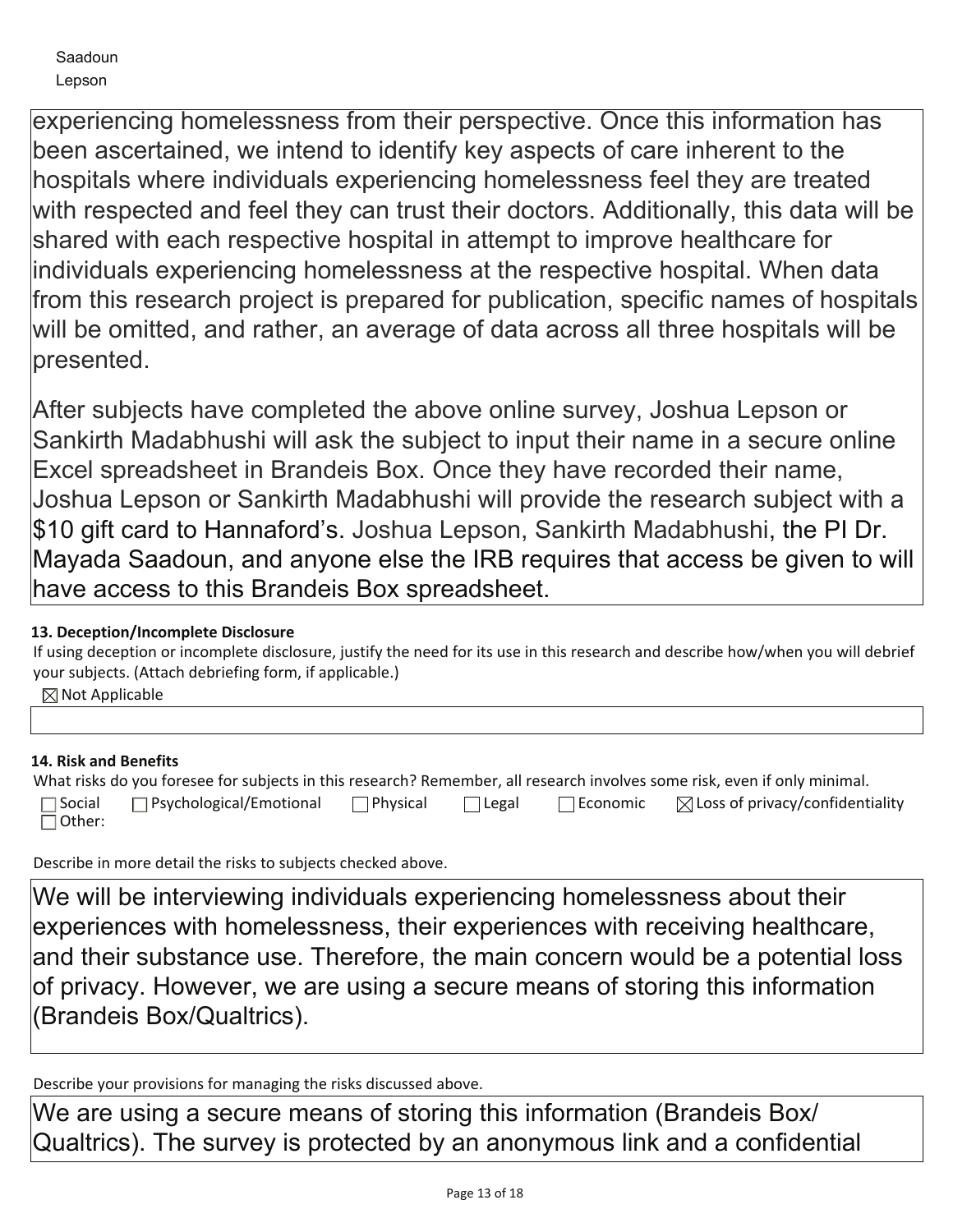experiencing homelessness from their perspective. Once this information has been ascertained, we intend to identify key aspects of care inherent to the hospitals where individuals experiencing homelessness feel they are treated with respected and feel they can trust their doctors. Additionally, this data will be shared with each respective hospital in attempt to improve healthcare for individuals experiencing homelessness at the respective hospital. When data from this research project is prepared for publication, specific names of hospitals will be omitted, and rather, an average of data across all three hospitals will be presented.

After subjects have completed the above online survey, Joshua Lepson or Sankirth Madabhushi will ask the subject to input their name in a secure online Excel spreadsheet in Brandeis Box. Once they have recorded their name, Joshua Lepson or Sankirth Madabhushi will provide the research subject with a $10 gift card to Hannaford's. Joshua Lepson, Sankirth Madabhushi, the PI Dr. Mayada Saadoun, and anyone else the IRB requires that access be given to will have access to this Brandeis Box spreadsheet.

**13. Deception/Incomplete Disclosure**

If using deception or incomplete disclosure, justify the need for its use in this research and describe how/when you will debrief your subjects. (Attach debriefing form, if applicable.)

☒ Not Applicable

**14. Risk and Benefits**

What risks do you foresee for subjects in this research? Remember, all research involves some risk, even if only minimal.

☐ Social ☐ Psychological/Emotional ☐ Physical ☐ Legal ☐ Economic ☒ Loss of privacy/confidentiality ☐ Other:

Describe in more detail the risks to subjects checked above.

We will be interviewing individuals experiencing homelessness about their experiences with homelessness, their experiences with receiving healthcare, and their substance use. Therefore, the main concern would be a potential loss of privacy. However, we are using a secure means of storing this information (Brandeis Box/Qualtrics).

Describe your provisions for managing the risks discussed above.

We are using a secure means of storing this information (Brandeis Box/ Qualtrics). The survey is protected by an anonymous link and a confidential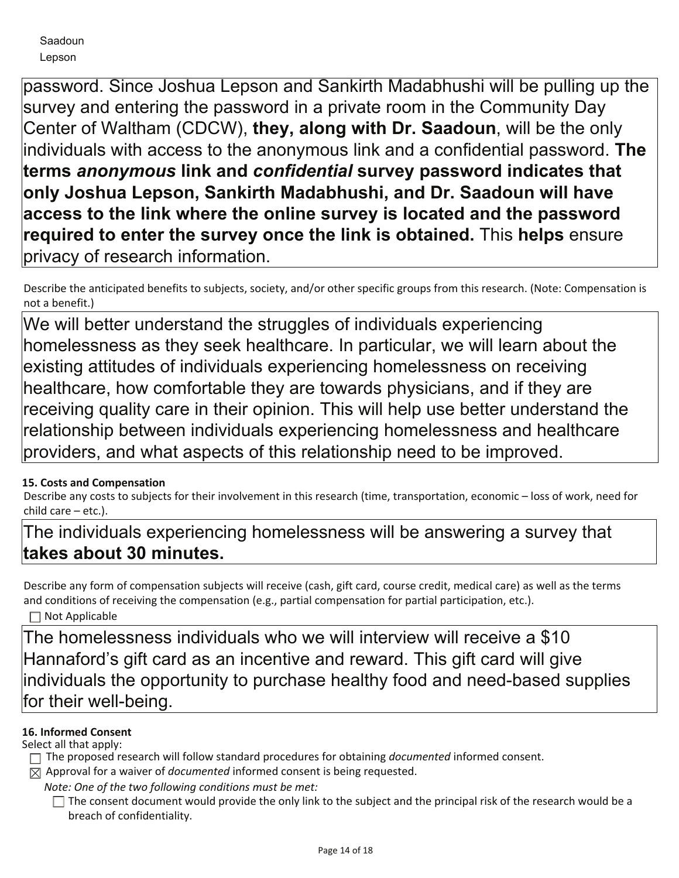password. Since Joshua Lepson and Sankirth Madabhushi will be pulling up the survey and entering the password in a private room in the Community Day Center of Waltham (CDCW), **they, along with Dr. Saadoun**, will be the only individuals with access to the anonymous link and a confidential password. **The terms *anonymous* link and *confidential* survey password indicates that only Joshua Lepson, Sankirth Madabhushi, and Dr. Saadoun will have access to the link where the online survey is located and the password required to enter the survey once the link is obtained.** This **helps** ensure privacy of research information.

Describe the anticipated benefits to subjects, society, and/or other specific groups from this research. (Note: Compensation is not a benefit.)

We will better understand the struggles of individuals experiencing homelessness as they seek healthcare. In particular, we will learn about the existing attitudes of individuals experiencing homelessness on receiving healthcare, how comfortable they are towards physicians, and if they are receiving quality care in their opinion. This will help use better understand the relationship between individuals experiencing homelessness and healthcare providers, and what aspects of this relationship need to be improved.

**15. Costs and Compensation**

Describe any costs to subjects for their involvement in this research (time, transportation, economic – loss of work, need for child care – etc.).

The individuals experiencing homelessness will be answering a survey that **takes about 30 minutes.**

Describe any form of compensation subjects will receive (cash, gift card, course credit, medical care) as well as the terms and conditions of receiving the compensation (e.g., partial compensation for partial participation, etc.).

☐ Not Applicable

The homelessness individuals who we will interview will receive a $10 Hannaford's gift card as an incentive and reward. This gift card will give individuals the opportunity to purchase healthy food and need-based supplies for their well-being.

**16. Informed Consent**

Select all that apply:

☐ The proposed research will follow standard procedures for obtaining *documented* informed consent.

☒ Approval for a waiver of *documented* informed consent is being requested.

*Note: One of the two following conditions must be met:*

☐ The consent document would provide the only link to the subject and the principal risk of the research would be a breach of confidentiality.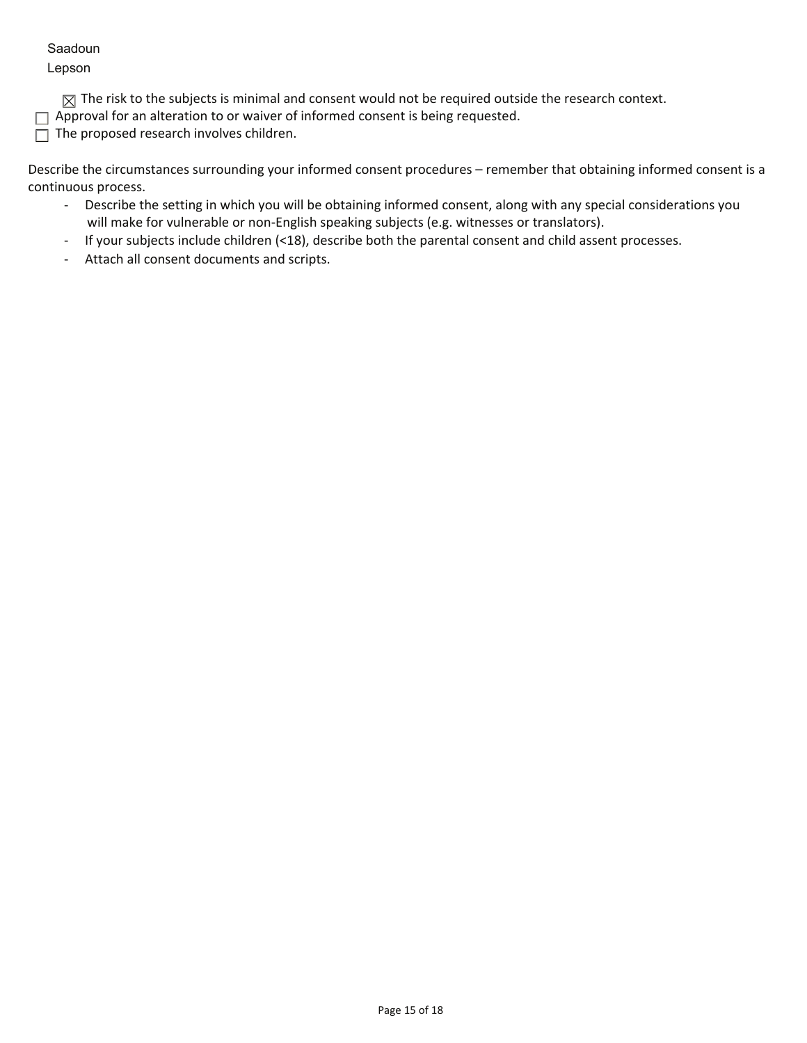☒ The risk to the subjects is minimal and consent would not be required outside the research context.

☐ Approval for an alteration to or waiver of informed consent is being requested.

☐ The proposed research involves children.

Describe the circumstances surrounding your informed consent procedures – remember that obtaining informed consent is a continuous process.

- Describe the setting in which you will be obtaining informed consent, along with any special considerations you will make for vulnerable or non-English speaking subjects (e.g. witnesses or translators).
- If your subjects include children (<18), describe both the parental consent and child assent processes.
- Attach all consent documents and scripts.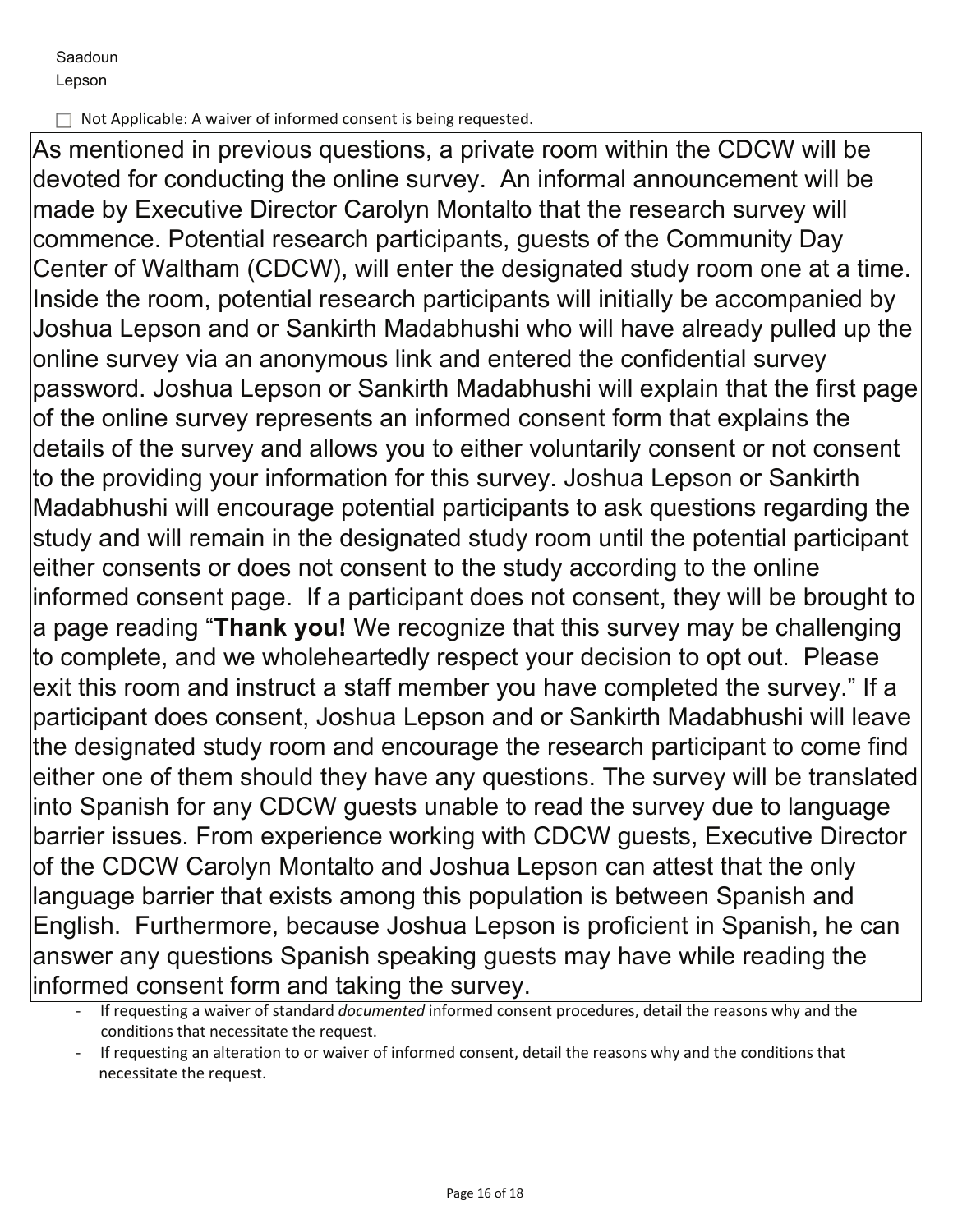☐ Not Applicable: A waiver of informed consent is being requested.

As mentioned in previous questions, a private room within the CDCW will be devoted for conducting the online survey. An informal announcement will be made by Executive Director Carolyn Montalto that the research survey will commence. Potential research participants, guests of the Community Day Center of Waltham (CDCW), will enter the designated study room one at a time. Inside the room, potential research participants will initially be accompanied by Joshua Lepson and or Sankirth Madabhushi who will have already pulled up the online survey via an anonymous link and entered the confidential survey password. Joshua Lepson or Sankirth Madabhushi will explain that the first page of the online survey represents an informed consent form that explains the details of the survey and allows you to either voluntarily consent or not consent to the providing your information for this survey. Joshua Lepson or Sankirth Madabhushi will encourage potential participants to ask questions regarding the study and will remain in the designated study room until the potential participant either consents or does not consent to the study according to the online informed consent page. If a participant does not consent, they will be brought to a page reading "**Thank you!** We recognize that this survey may be challenging to complete, and we wholeheartedly respect your decision to opt out. Please exit this room and instruct a staff member you have completed the survey." If a participant does consent, Joshua Lepson and or Sankirth Madabhushi will leave the designated study room and encourage the research participant to come find either one of them should they have any questions. The survey will be translated into Spanish for any CDCW guests unable to read the survey due to language barrier issues. From experience working with CDCW guests, Executive Director of the CDCW Carolyn Montalto and Joshua Lepson can attest that the only language barrier that exists among this population is between Spanish and English. Furthermore, because Joshua Lepson is proficient in Spanish, he can answer any questions Spanish speaking guests may have while reading the informed consent form and taking the survey.

- If requesting a waiver of standard *documented* informed consent procedures, detail the reasons why and the conditions that necessitate the request.
- If requesting an alteration to or waiver of informed consent, detail the reasons why and the conditions that necessitate the request.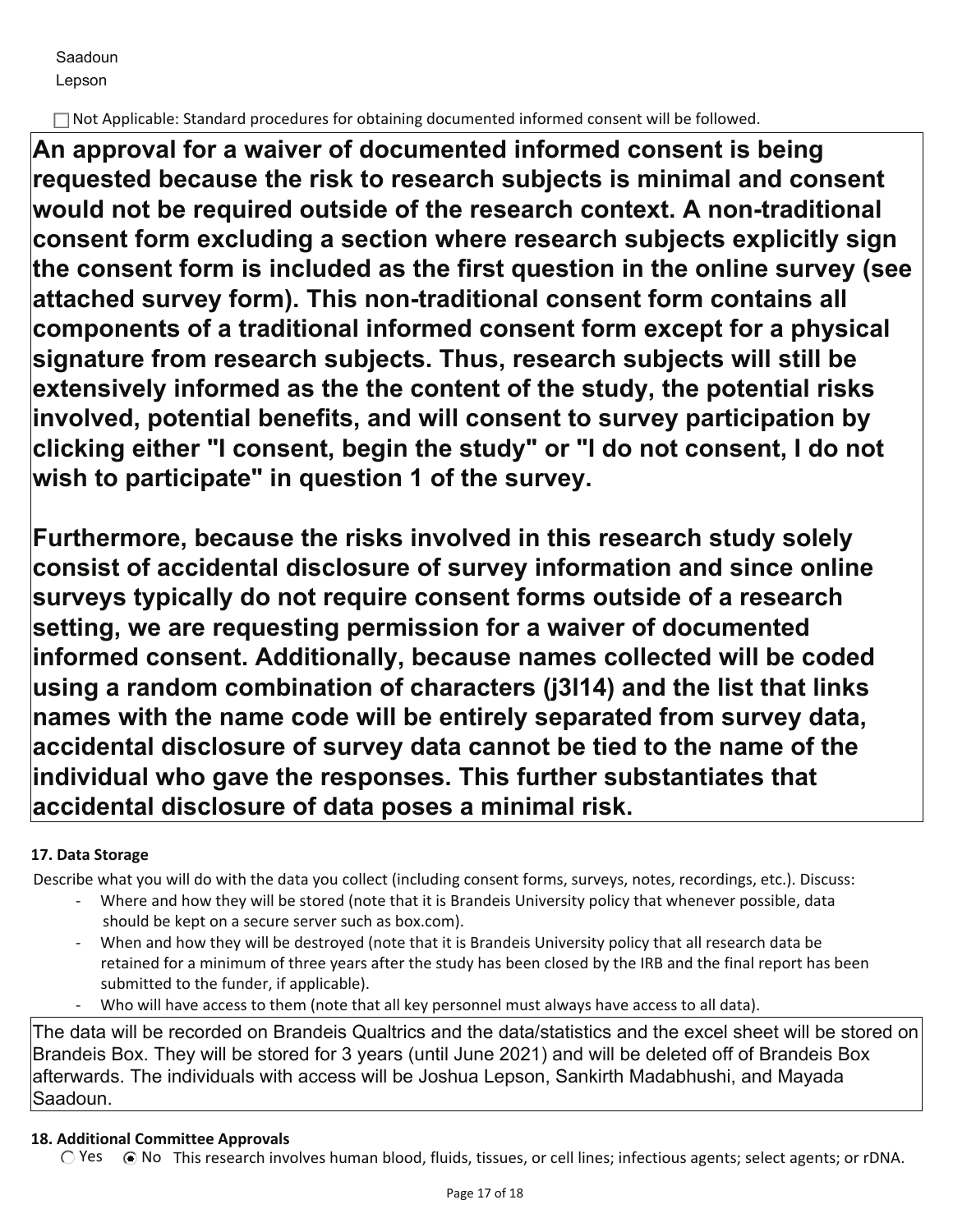Saadoun
Lepson

☐ Not Applicable: Standard procedures for obtaining documented informed consent will be followed.

**An approval for a waiver of documented informed consent is being requested because the risk to research subjects is minimal and consent would not be required outside of the research context. A non-traditional consent form excluding a section where research subjects explicitly sign the consent form is included as the first question in the online survey (see attached survey form). This non-traditional consent form contains all components of a traditional informed consent form except for a physical signature from research subjects. Thus, research subjects will still be extensively informed as the the content of the study, the potential risks involved, potential benefits, and will consent to survey participation by clicking either "I consent, begin the study" or "I do not consent, I do not wish to participate" in question 1 of the survey.**

**Furthermore, because the risks involved in this research study solely consist of accidental disclosure of survey information and since online surveys typically do not require consent forms outside of a research setting, we are requesting permission for a waiver of documented informed consent. Additionally, because names collected will be coded using a random combination of characters (j3l14) and the list that links names with the name code will be entirely separated from survey data, accidental disclosure of survey data cannot be tied to the name of the individual who gave the responses. This further substantiates that accidental disclosure of data poses a minimal risk.**

**17. Data Storage**

Describe what you will do with the data you collect (including consent forms, surveys, notes, recordings, etc.). Discuss:

- Where and how they will be stored (note that it is Brandeis University policy that whenever possible, data should be kept on a secure server such as box.com).
- When and how they will be destroyed (note that it is Brandeis University policy that all research data be retained for a minimum of three years after the study has been closed by the IRB and the final report has been submitted to the funder, if applicable).
- Who will have access to them (note that all key personnel must always have access to all data).

The data will be recorded on Brandeis Qualtrics and the data/statistics and the excel sheet will be stored on Brandeis Box. They will be stored for 3 years (until June 2021) and will be deleted off of Brandeis Box afterwards. The individuals with access will be Joshua Lepson, Sankirth Madabhushi, and Mayada Saadoun.

**18. Additional Committee Approvals**

○ Yes ◉ No This research involves human blood, fluids, tissues, or cell lines; infectious agents; select agents; or rDNA.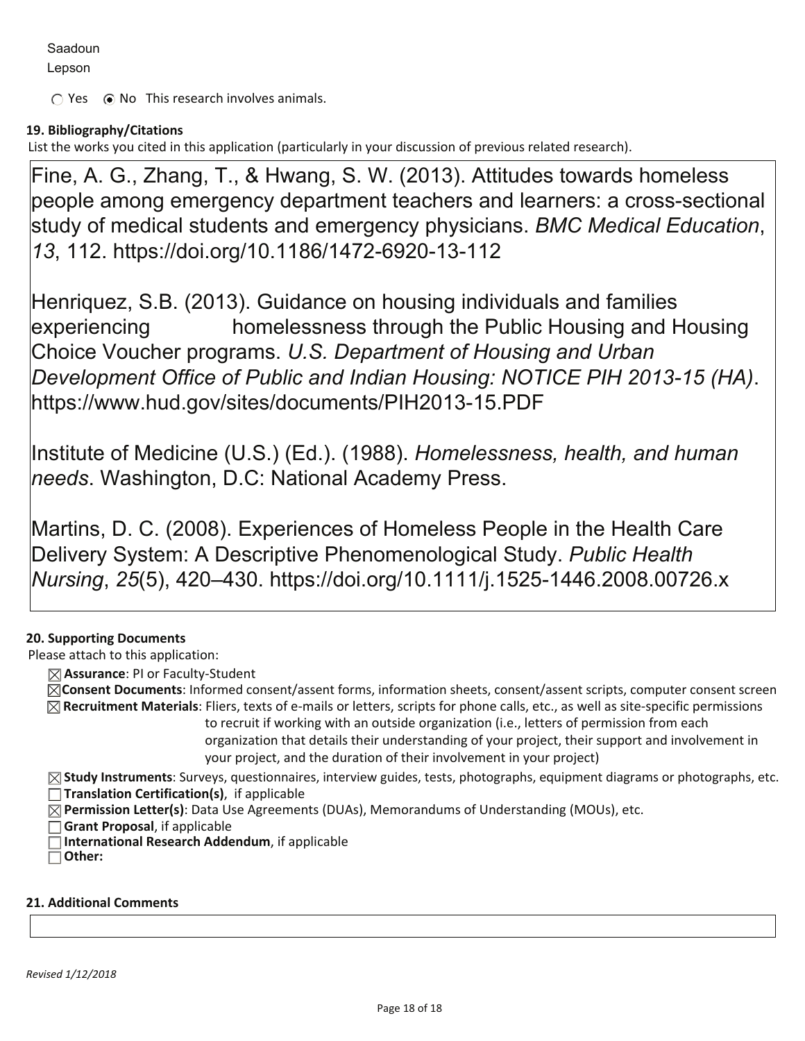Saadoun
Lepson

○ Yes ◉ No This research involves animals.

**19. Bibliography/Citations**

List the works you cited in this application (particularly in your discussion of previous related research).

Fine, A. G., Zhang, T., & Hwang, S. W. (2013). Attitudes towards homeless people among emergency department teachers and learners: a cross-sectional study of medical students and emergency physicians. *BMC Medical Education*, *13*, 112. https://doi.org/10.1186/1472-6920-13-112

Henriquez, S.B. (2013). Guidance on housing individuals and families experiencing homelessness through the Public Housing and Housing Choice Voucher programs. *U.S. Department of Housing and Urban Development Office of Public and Indian Housing: NOTICE PIH 2013-15 (HA)*. https://www.hud.gov/sites/documents/PIH2013-15.PDF

Institute of Medicine (U.S.) (Ed.). (1988). *Homelessness, health, and human needs*. Washington, D.C: National Academy Press.

Martins, D. C. (2008). Experiences of Homeless People in the Health Care Delivery System: A Descriptive Phenomenological Study. *Public Health Nursing*, *25*(5), 420–430. https://doi.org/10.1111/j.1525-1446.2008.00726.x

**20. Supporting Documents**

Please attach to this application:

- ☒ **Assurance**: PI or Faculty-Student
- ☒ **Consent Documents**: Informed consent/assent forms, information sheets, consent/assent scripts, computer consent screen
- ☒ **Recruitment Materials**: Fliers, texts of e-mails or letters, scripts for phone calls, etc., as well as site-specific permissions to recruit if working with an outside organization (i.e., letters of permission from each organization that details their understanding of your project, their support and involvement in your project, and the duration of their involvement in your project)
- ☒ **Study Instruments**: Surveys, questionnaires, interview guides, tests, photographs, equipment diagrams or photographs, etc.
- ☐ **Translation Certification(s)**, if applicable
- ☒ **Permission Letter(s)**: Data Use Agreements (DUAs), Memorandums of Understanding (MOUs), etc.
- ☐ **Grant Proposal**, if applicable
- ☐ **International Research Addendum**, if applicable
- ☐ **Other:**

**21. Additional Comments**

*Revised 1/12/2018*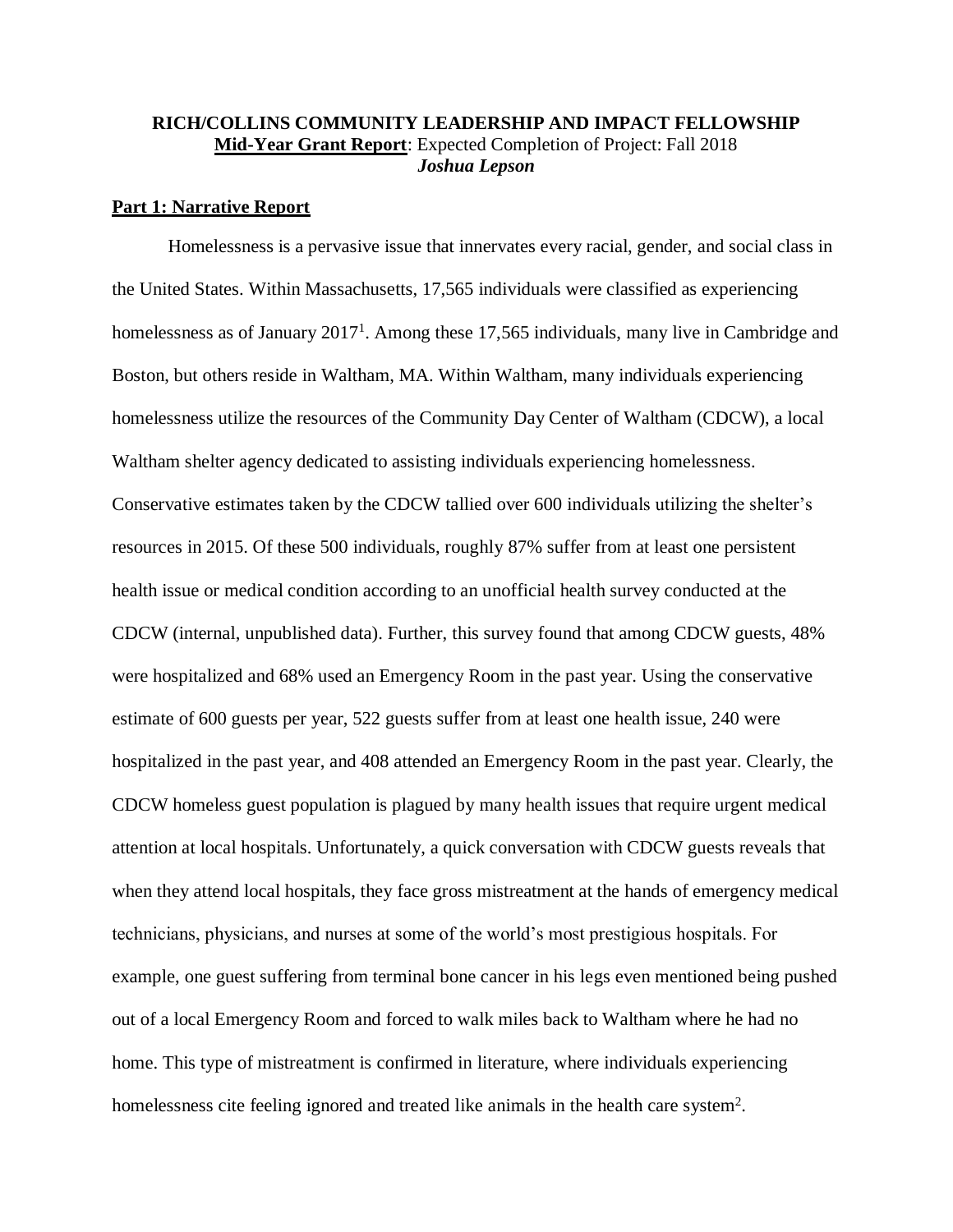**RICH/COLLINS COMMUNITY LEADERSHIP AND IMPACT FELLOWSHIP**
**Mid-Year Grant Report**: Expected Completion of Project: Fall 2018
***Joshua Lepson***

## Part 1: Narrative Report

Homelessness is a pervasive issue that innervates every racial, gender, and social class in the United States. Within Massachusetts, 17,565 individuals were classified as experiencing homelessness as of January 2017[1]. Among these 17,565 individuals, many live in Cambridge and Boston, but others reside in Waltham, MA. Within Waltham, many individuals experiencing homelessness utilize the resources of the Community Day Center of Waltham (CDCW), a local Waltham shelter agency dedicated to assisting individuals experiencing homelessness. Conservative estimates taken by the CDCW tallied over 600 individuals utilizing the shelter's resources in 2015. Of these 500 individuals, roughly 87% suffer from at least one persistent health issue or medical condition according to an unofficial health survey conducted at the CDCW (internal, unpublished data). Further, this survey found that among CDCW guests, 48% were hospitalized and 68% used an Emergency Room in the past year. Using the conservative estimate of 600 guests per year, 522 guests suffer from at least one health issue, 240 were hospitalized in the past year, and 408 attended an Emergency Room in the past year. Clearly, the CDCW homeless guest population is plagued by many health issues that require urgent medical attention at local hospitals. Unfortunately, a quick conversation with CDCW guests reveals that when they attend local hospitals, they face gross mistreatment at the hands of emergency medical technicians, physicians, and nurses at some of the world's most prestigious hospitals. For example, one guest suffering from terminal bone cancer in his legs even mentioned being pushed out of a local Emergency Room and forced to walk miles back to Waltham where he had no home. This type of mistreatment is confirmed in literature, where individuals experiencing homelessness cite feeling ignored and treated like animals in the health care system[2].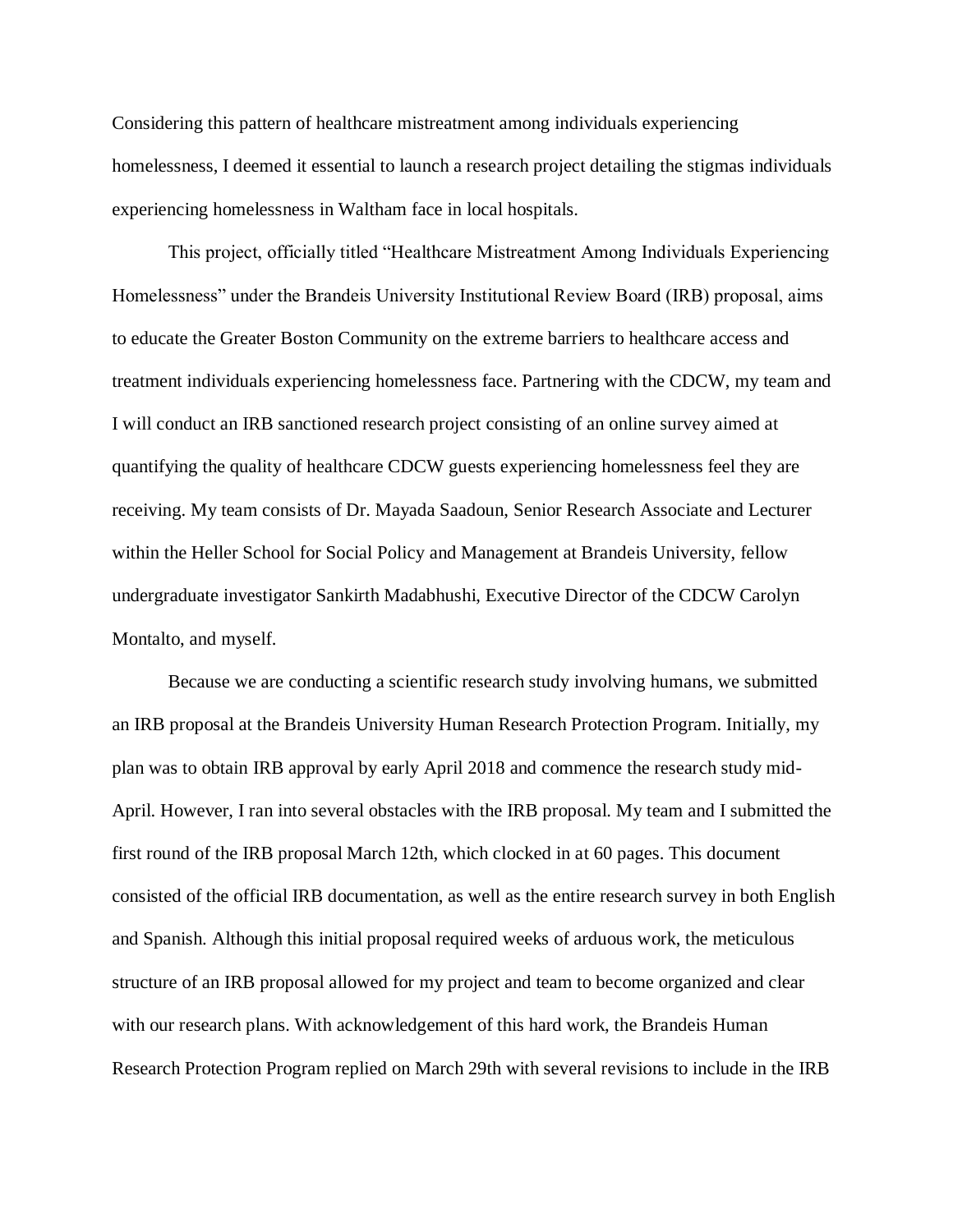Considering this pattern of healthcare mistreatment among individuals experiencing homelessness, I deemed it essential to launch a research project detailing the stigmas individuals experiencing homelessness in Waltham face in local hospitals.

This project, officially titled "Healthcare Mistreatment Among Individuals Experiencing Homelessness" under the Brandeis University Institutional Review Board (IRB) proposal, aims to educate the Greater Boston Community on the extreme barriers to healthcare access and treatment individuals experiencing homelessness face. Partnering with the CDCW, my team and I will conduct an IRB sanctioned research project consisting of an online survey aimed at quantifying the quality of healthcare CDCW guests experiencing homelessness feel they are receiving. My team consists of Dr. Mayada Saadoun, Senior Research Associate and Lecturer within the Heller School for Social Policy and Management at Brandeis University, fellow undergraduate investigator Sankirth Madabhushi, Executive Director of the CDCW Carolyn Montalto, and myself.

Because we are conducting a scientific research study involving humans, we submitted an IRB proposal at the Brandeis University Human Research Protection Program. Initially, my plan was to obtain IRB approval by early April 2018 and commence the research study mid-April. However, I ran into several obstacles with the IRB proposal. My team and I submitted the first round of the IRB proposal March 12th, which clocked in at 60 pages. This document consisted of the official IRB documentation, as well as the entire research survey in both English and Spanish. Although this initial proposal required weeks of arduous work, the meticulous structure of an IRB proposal allowed for my project and team to become organized and clear with our research plans. With acknowledgement of this hard work, the Brandeis Human Research Protection Program replied on March 29th with several revisions to include in the IRB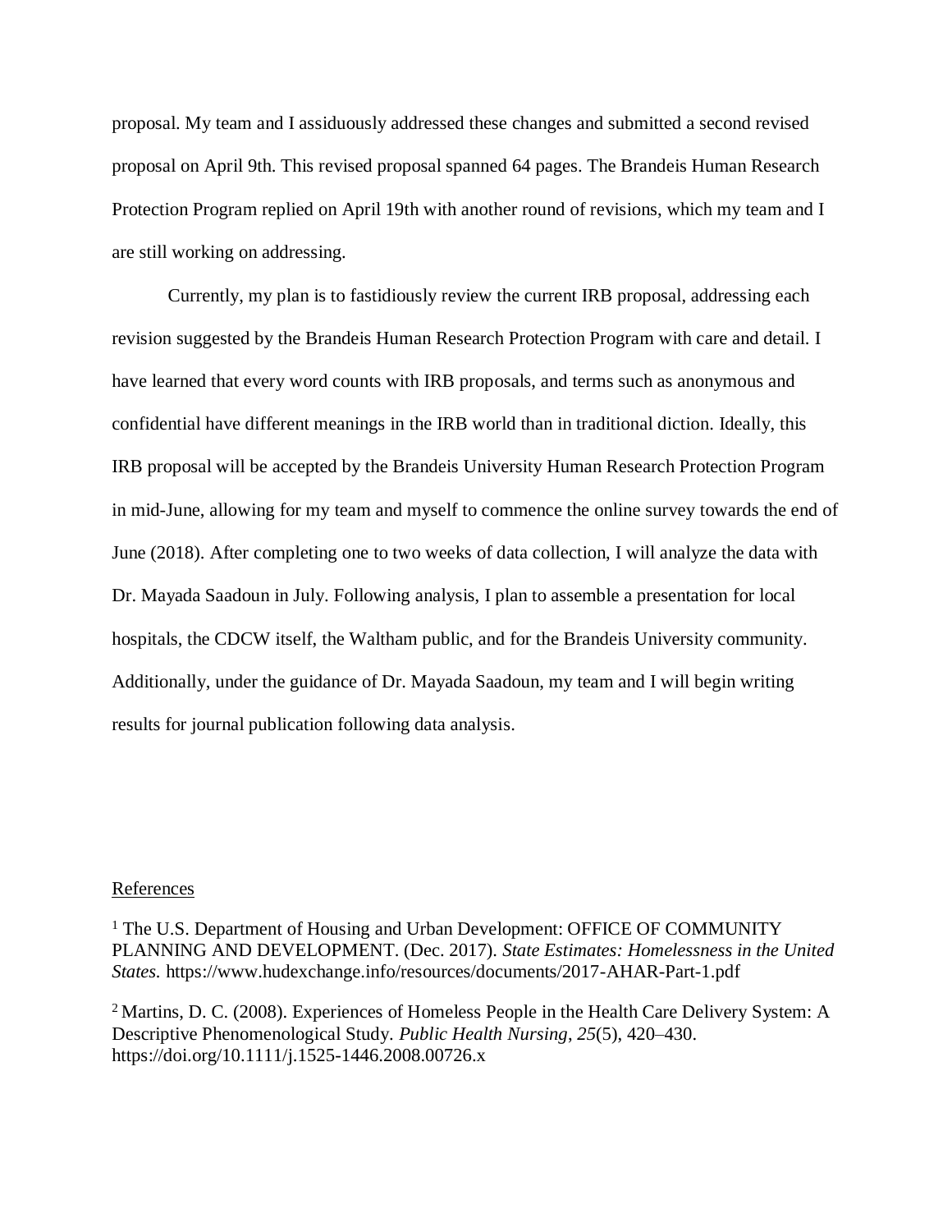proposal. My team and I assiduously addressed these changes and submitted a second revised proposal on April 9th. This revised proposal spanned 64 pages. The Brandeis Human Research Protection Program replied on April 19th with another round of revisions, which my team and I are still working on addressing.

Currently, my plan is to fastidiously review the current IRB proposal, addressing each revision suggested by the Brandeis Human Research Protection Program with care and detail. I have learned that every word counts with IRB proposals, and terms such as anonymous and confidential have different meanings in the IRB world than in traditional diction. Ideally, this IRB proposal will be accepted by the Brandeis University Human Research Protection Program in mid-June, allowing for my team and myself to commence the online survey towards the end of June (2018). After completing one to two weeks of data collection, I will analyze the data with Dr. Mayada Saadoun in July. Following analysis, I plan to assemble a presentation for local hospitals, the CDCW itself, the Waltham public, and for the Brandeis University community. Additionally, under the guidance of Dr. Mayada Saadoun, my team and I will begin writing results for journal publication following data analysis.

References

[1] The U.S. Department of Housing and Urban Development: OFFICE OF COMMUNITY PLANNING AND DEVELOPMENT. (Dec. 2017). *State Estimates: Homelessness in the United States.* https://www.hudexchange.info/resources/documents/2017-AHAR-Part-1.pdf

[2] Martins, D. C. (2008). Experiences of Homeless People in the Health Care Delivery System: A Descriptive Phenomenological Study. *Public Health Nursing*, *25*(5), 420–430. https://doi.org/10.1111/j.1525-1446.2008.00726.x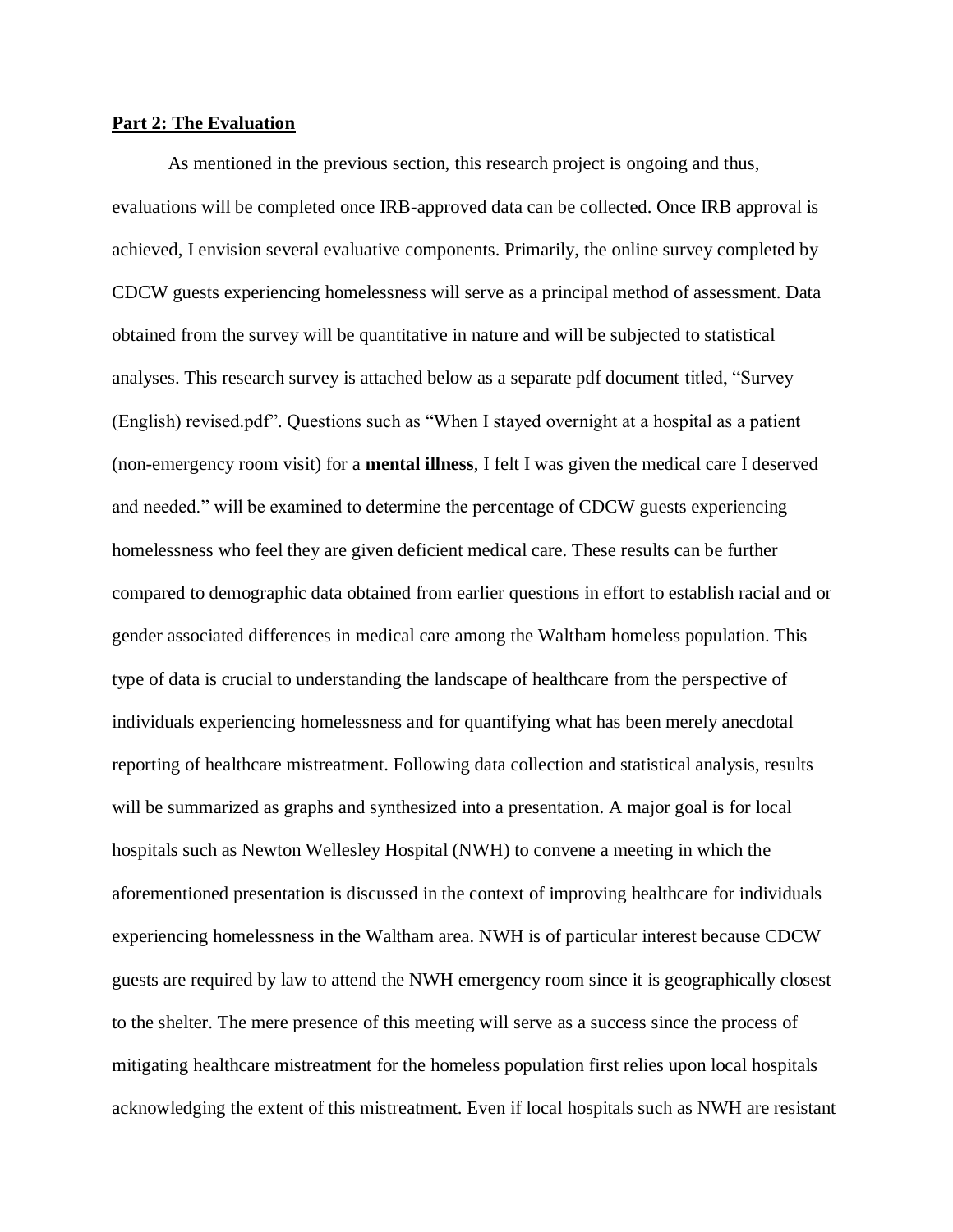**Part 2: The Evaluation**

As mentioned in the previous section, this research project is ongoing and thus, evaluations will be completed once IRB-approved data can be collected. Once IRB approval is achieved, I envision several evaluative components. Primarily, the online survey completed by CDCW guests experiencing homelessness will serve as a principal method of assessment. Data obtained from the survey will be quantitative in nature and will be subjected to statistical analyses. This research survey is attached below as a separate pdf document titled, "Survey (English) revised.pdf". Questions such as "When I stayed overnight at a hospital as a patient (non-emergency room visit) for a **mental illness**, I felt I was given the medical care I deserved and needed." will be examined to determine the percentage of CDCW guests experiencing homelessness who feel they are given deficient medical care. These results can be further compared to demographic data obtained from earlier questions in effort to establish racial and or gender associated differences in medical care among the Waltham homeless population. This type of data is crucial to understanding the landscape of healthcare from the perspective of individuals experiencing homelessness and for quantifying what has been merely anecdotal reporting of healthcare mistreatment. Following data collection and statistical analysis, results will be summarized as graphs and synthesized into a presentation. A major goal is for local hospitals such as Newton Wellesley Hospital (NWH) to convene a meeting in which the aforementioned presentation is discussed in the context of improving healthcare for individuals experiencing homelessness in the Waltham area. NWH is of particular interest because CDCW guests are required by law to attend the NWH emergency room since it is geographically closest to the shelter. The mere presence of this meeting will serve as a success since the process of mitigating healthcare mistreatment for the homeless population first relies upon local hospitals acknowledging the extent of this mistreatment. Even if local hospitals such as NWH are resistant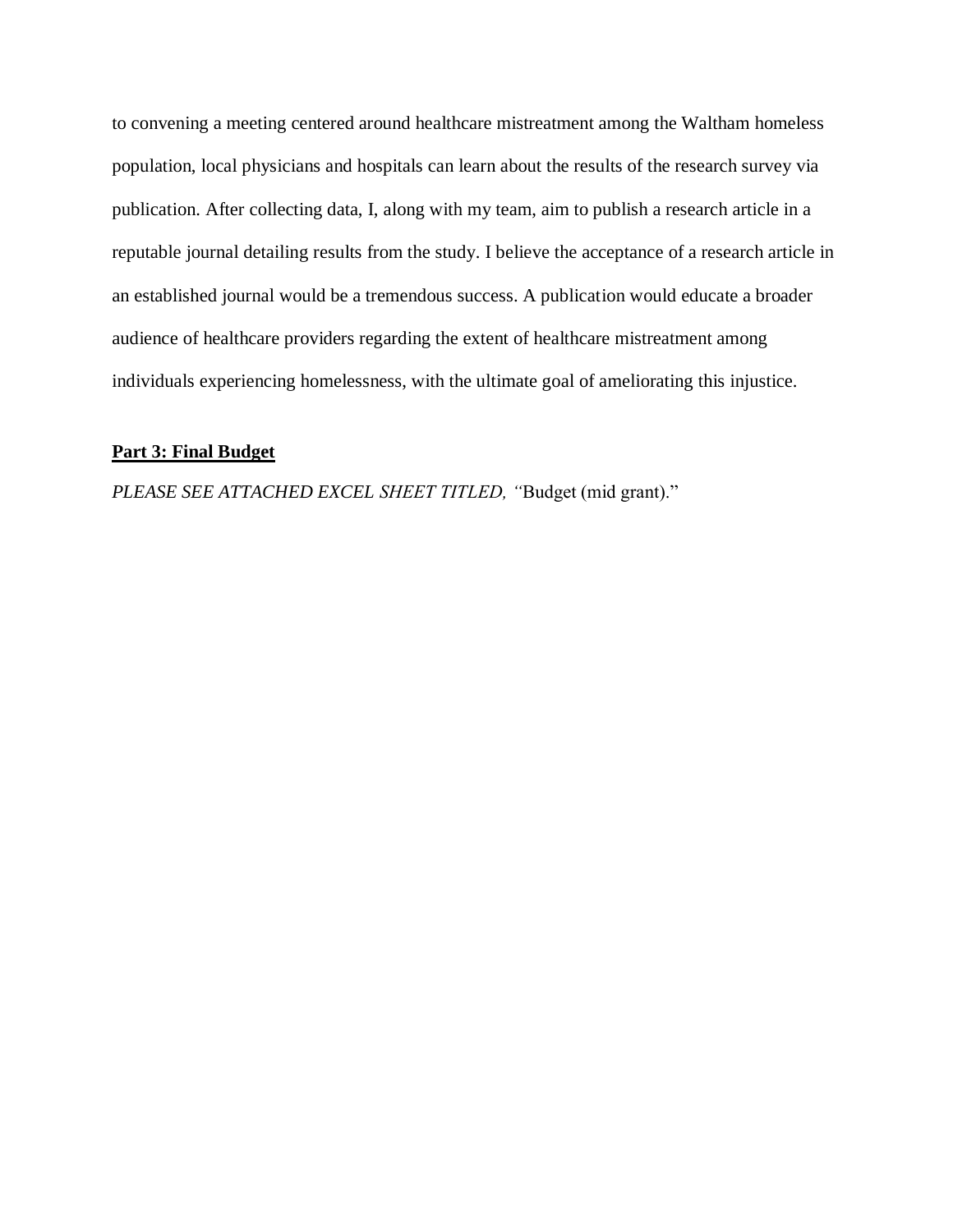to convening a meeting centered around healthcare mistreatment among the Waltham homeless population, local physicians and hospitals can learn about the results of the research survey via publication. After collecting data, I, along with my team, aim to publish a research article in a reputable journal detailing results from the study. I believe the acceptance of a research article in an established journal would be a tremendous success. A publication would educate a broader audience of healthcare providers regarding the extent of healthcare mistreatment among individuals experiencing homelessness, with the ultimate goal of ameliorating this injustice.

**<u>Part 3: Final Budget</u>**

*PLEASE SEE ATTACHED EXCEL SHEET TITLED, "*Budget (mid grant)."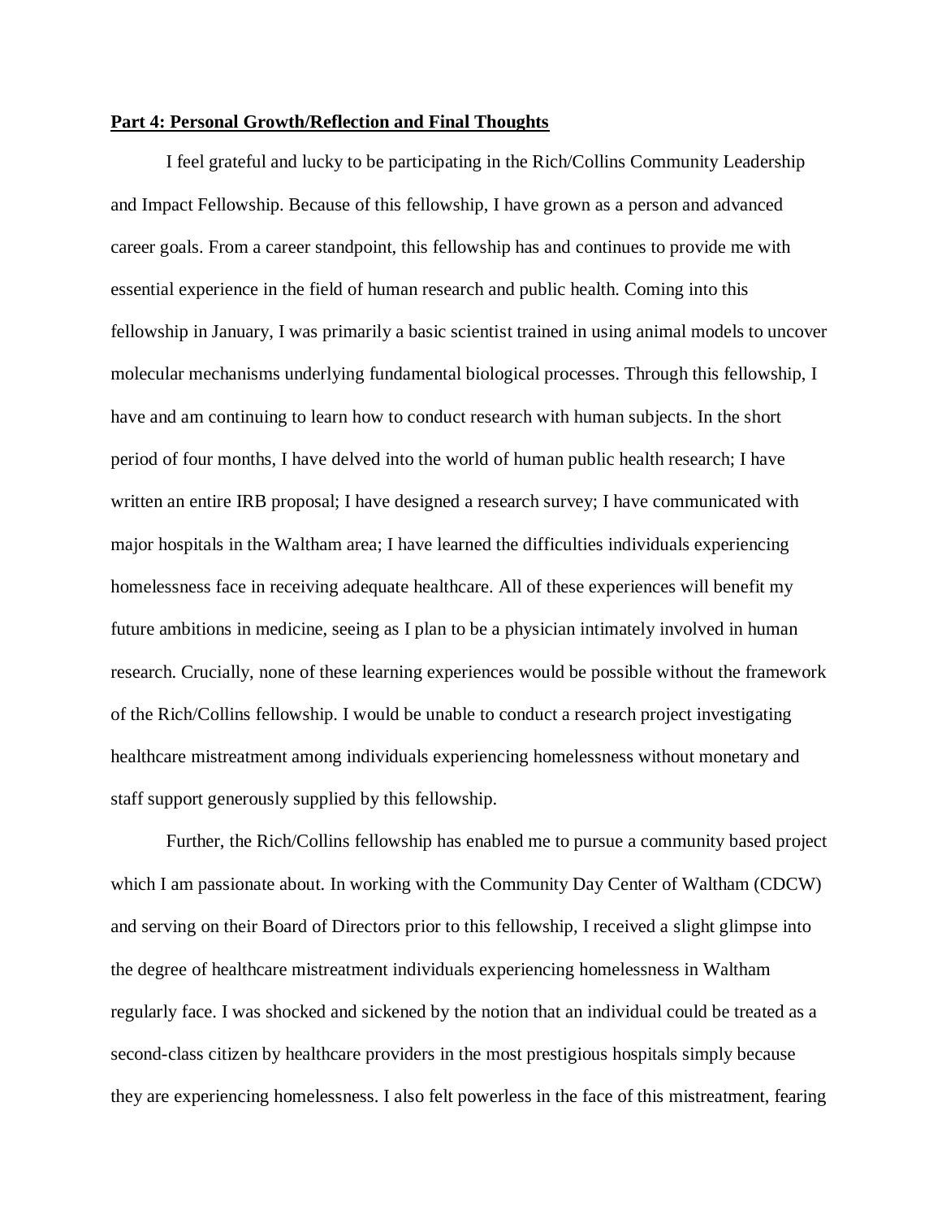**Part 4: Personal Growth/Reflection and Final Thoughts**

I feel grateful and lucky to be participating in the Rich/Collins Community Leadership and Impact Fellowship. Because of this fellowship, I have grown as a person and advanced career goals. From a career standpoint, this fellowship has and continues to provide me with essential experience in the field of human research and public health. Coming into this fellowship in January, I was primarily a basic scientist trained in using animal models to uncover molecular mechanisms underlying fundamental biological processes. Through this fellowship, I have and am continuing to learn how to conduct research with human subjects. In the short period of four months, I have delved into the world of human public health research; I have written an entire IRB proposal; I have designed a research survey; I have communicated with major hospitals in the Waltham area; I have learned the difficulties individuals experiencing homelessness face in receiving adequate healthcare. All of these experiences will benefit my future ambitions in medicine, seeing as I plan to be a physician intimately involved in human research. Crucially, none of these learning experiences would be possible without the framework of the Rich/Collins fellowship. I would be unable to conduct a research project investigating healthcare mistreatment among individuals experiencing homelessness without monetary and staff support generously supplied by this fellowship.

Further, the Rich/Collins fellowship has enabled me to pursue a community based project which I am passionate about. In working with the Community Day Center of Waltham (CDCW) and serving on their Board of Directors prior to this fellowship, I received a slight glimpse into the degree of healthcare mistreatment individuals experiencing homelessness in Waltham regularly face. I was shocked and sickened by the notion that an individual could be treated as a second-class citizen by healthcare providers in the most prestigious hospitals simply because they are experiencing homelessness. I also felt powerless in the face of this mistreatment, fearing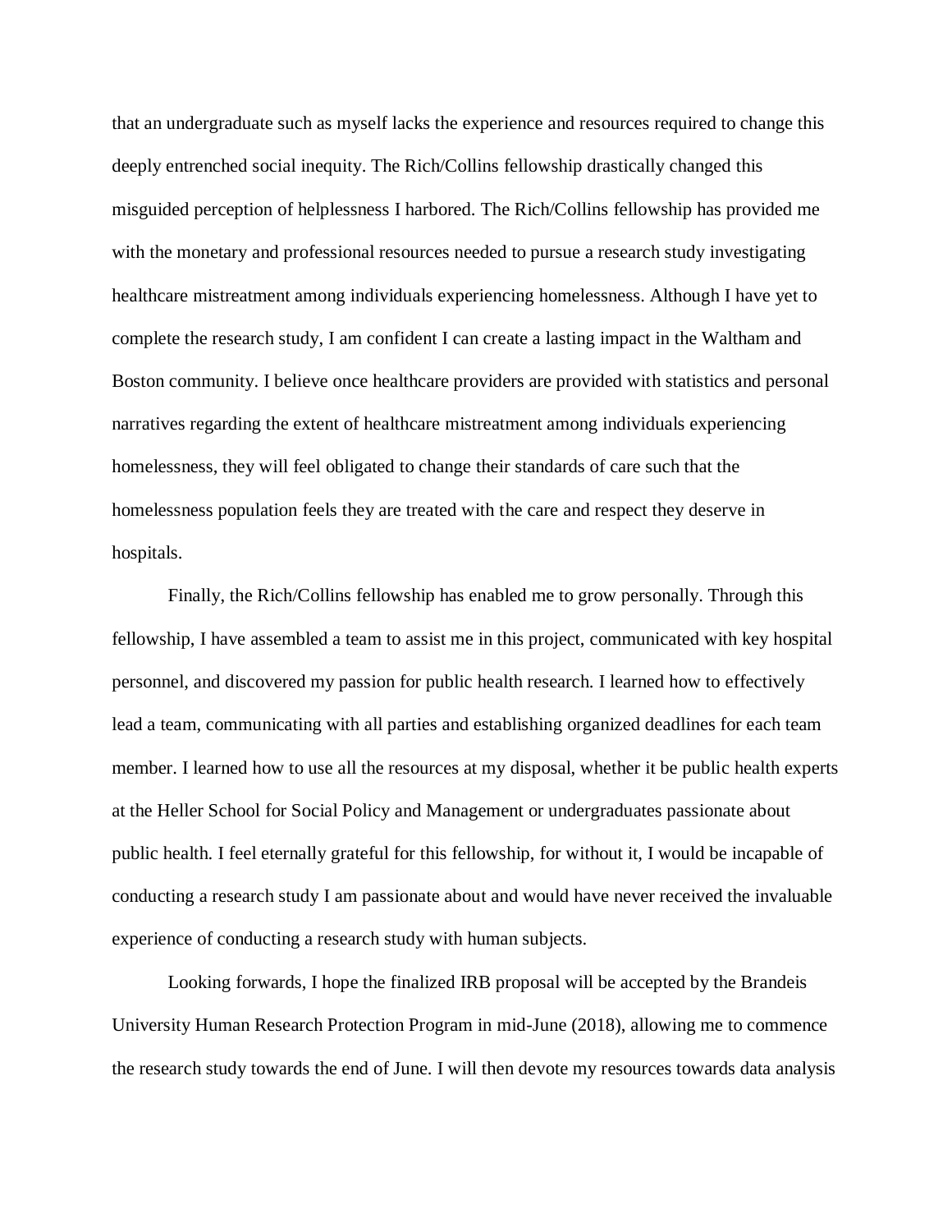that an undergraduate such as myself lacks the experience and resources required to change this deeply entrenched social inequity. The Rich/Collins fellowship drastically changed this misguided perception of helplessness I harbored. The Rich/Collins fellowship has provided me with the monetary and professional resources needed to pursue a research study investigating healthcare mistreatment among individuals experiencing homelessness. Although I have yet to complete the research study, I am confident I can create a lasting impact in the Waltham and Boston community. I believe once healthcare providers are provided with statistics and personal narratives regarding the extent of healthcare mistreatment among individuals experiencing homelessness, they will feel obligated to change their standards of care such that the homelessness population feels they are treated with the care and respect they deserve in hospitals.

Finally, the Rich/Collins fellowship has enabled me to grow personally. Through this fellowship, I have assembled a team to assist me in this project, communicated with key hospital personnel, and discovered my passion for public health research. I learned how to effectively lead a team, communicating with all parties and establishing organized deadlines for each team member. I learned how to use all the resources at my disposal, whether it be public health experts at the Heller School for Social Policy and Management or undergraduates passionate about public health. I feel eternally grateful for this fellowship, for without it, I would be incapable of conducting a research study I am passionate about and would have never received the invaluable experience of conducting a research study with human subjects.

Looking forwards, I hope the finalized IRB proposal will be accepted by the Brandeis University Human Research Protection Program in mid-June (2018), allowing me to commence the research study towards the end of June. I will then devote my resources towards data analysis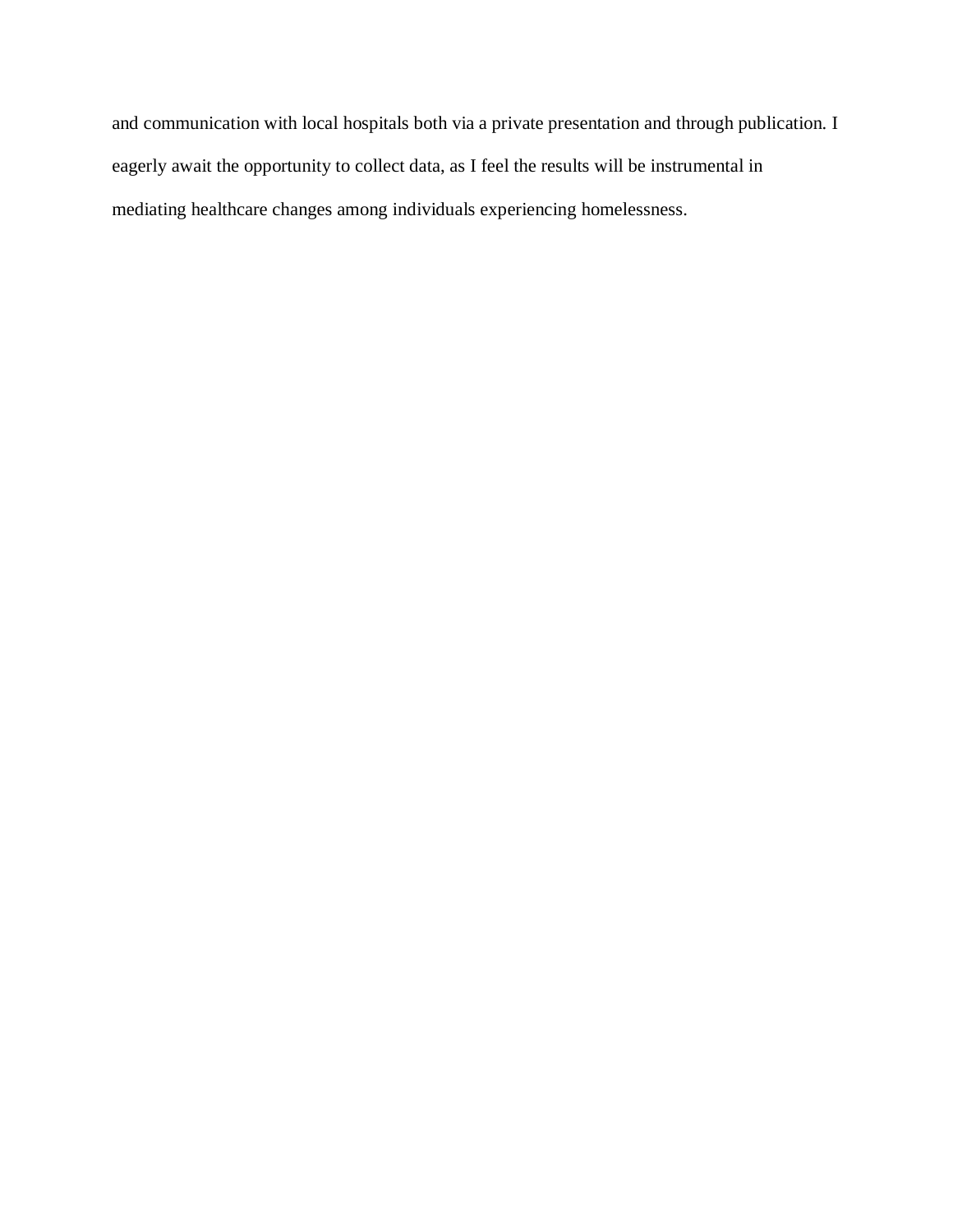and communication with local hospitals both via a private presentation and through publication. I eagerly await the opportunity to collect data, as I feel the results will be instrumental in mediating healthcare changes among individuals experiencing homelessness.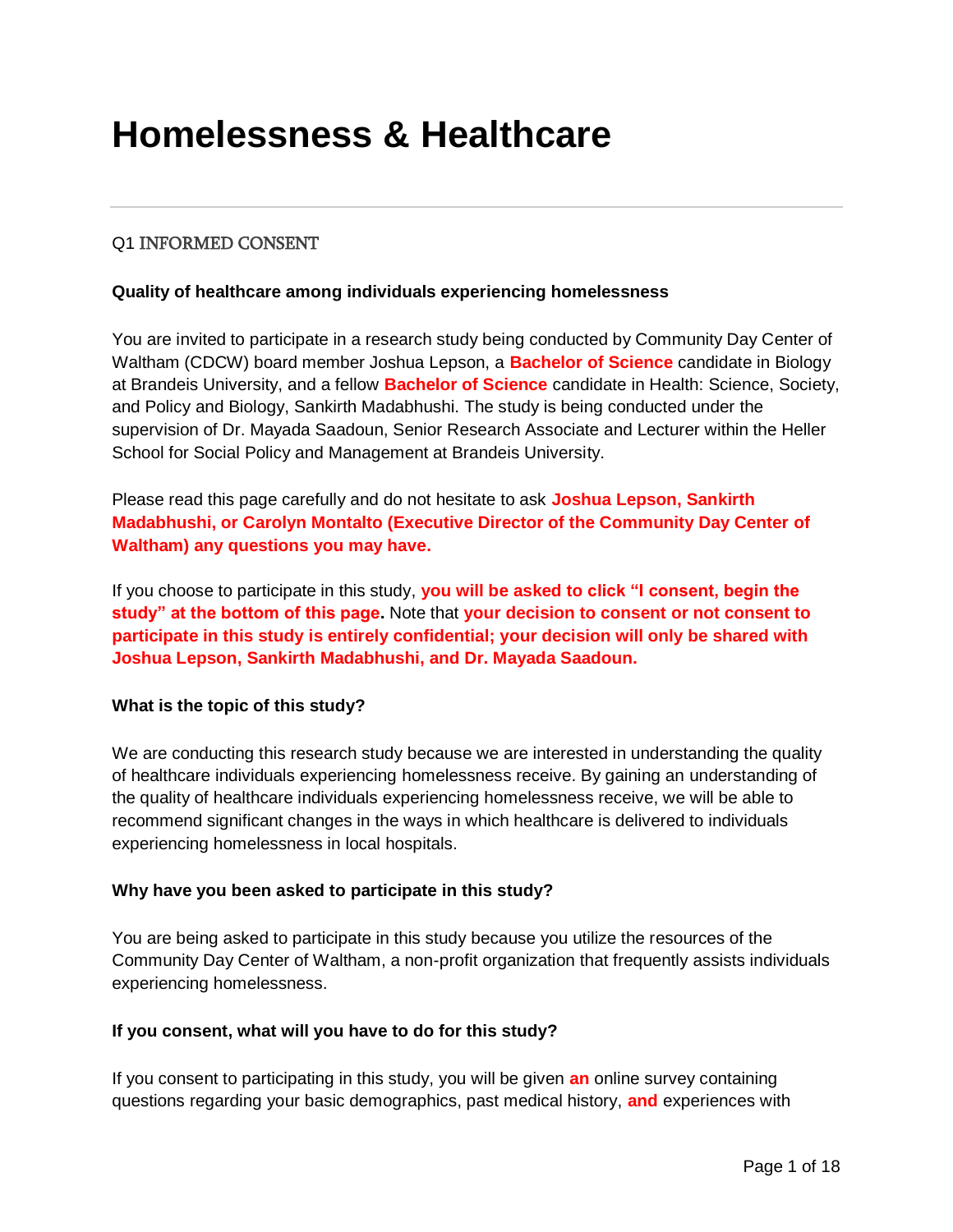# Homelessness & Healthcare

---

Q1 INFORMED CONSENT

**Quality of healthcare among individuals experiencing homelessness**

You are invited to participate in a research study being conducted by Community Day Center of Waltham (CDCW) board member Joshua Lepson, a **Bachelor of Science** candidate in Biology at Brandeis University, and a fellow **Bachelor of Science** candidate in Health: Science, Society, and Policy and Biology, Sankirth Madabhushi. The study is being conducted under the supervision of Dr. Mayada Saadoun, Senior Research Associate and Lecturer within the Heller School for Social Policy and Management at Brandeis University.

Please read this page carefully and do not hesitate to ask **Joshua Lepson, Sankirth Madabhushi, or Carolyn Montalto (Executive Director of the Community Day Center of Waltham) any questions you may have.**

If you choose to participate in this study, **you will be asked to click "I consent, begin the study" at the bottom of this page.** Note that **your decision to consent or not consent to participate in this study is entirely confidential; your decision will only be shared with Joshua Lepson, Sankirth Madabhushi, and Dr. Mayada Saadoun.**

**What is the topic of this study?**

We are conducting this research study because we are interested in understanding the quality of healthcare individuals experiencing homelessness receive. By gaining an understanding of the quality of healthcare individuals experiencing homelessness receive, we will be able to recommend significant changes in the ways in which healthcare is delivered to individuals experiencing homelessness in local hospitals.

**Why have you been asked to participate in this study?**

You are being asked to participate in this study because you utilize the resources of the Community Day Center of Waltham, a non-profit organization that frequently assists individuals experiencing homelessness.

**If you consent, what will you have to do for this study?**

If you consent to participating in this study, you will be given **an** online survey containing questions regarding your basic demographics, past medical history, **and** experiences with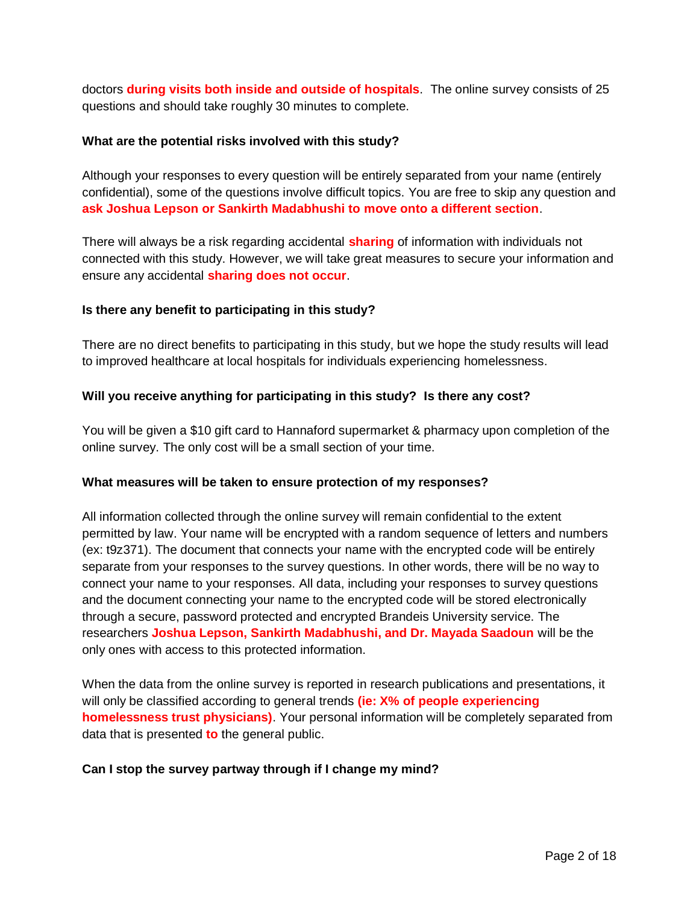doctors **during visits both inside and outside of hospitals**. The online survey consists of 25 questions and should take roughly 30 minutes to complete.

**What are the potential risks involved with this study?**

Although your responses to every question will be entirely separated from your name (entirely confidential), some of the questions involve difficult topics. You are free to skip any question and **ask Joshua Lepson or Sankirth Madabhushi to move onto a different section**.

There will always be a risk regarding accidental **sharing** of information with individuals not connected with this study. However, we will take great measures to secure your information and ensure any accidental **sharing does not occur**.

**Is there any benefit to participating in this study?**

There are no direct benefits to participating in this study, but we hope the study results will lead to improved healthcare at local hospitals for individuals experiencing homelessness.

**Will you receive anything for participating in this study? Is there any cost?**

You will be given a $10 gift card to Hannaford supermarket & pharmacy upon completion of the online survey. The only cost will be a small section of your time.

**What measures will be taken to ensure protection of my responses?**

All information collected through the online survey will remain confidential to the extent permitted by law. Your name will be encrypted with a random sequence of letters and numbers (ex: t9z371). The document that connects your name with the encrypted code will be entirely separate from your responses to the survey questions. In other words, there will be no way to connect your name to your responses. All data, including your responses to survey questions and the document connecting your name to the encrypted code will be stored electronically through a secure, password protected and encrypted Brandeis University service. The researchers **Joshua Lepson, Sankirth Madabhushi, and Dr. Mayada Saadoun** will be the only ones with access to this protected information.

When the data from the online survey is reported in research publications and presentations, it will only be classified according to general trends **(ie: X% of people experiencing homelessness trust physicians)**. Your personal information will be completely separated from data that is presented **to** the general public.

**Can I stop the survey partway through if I change my mind?**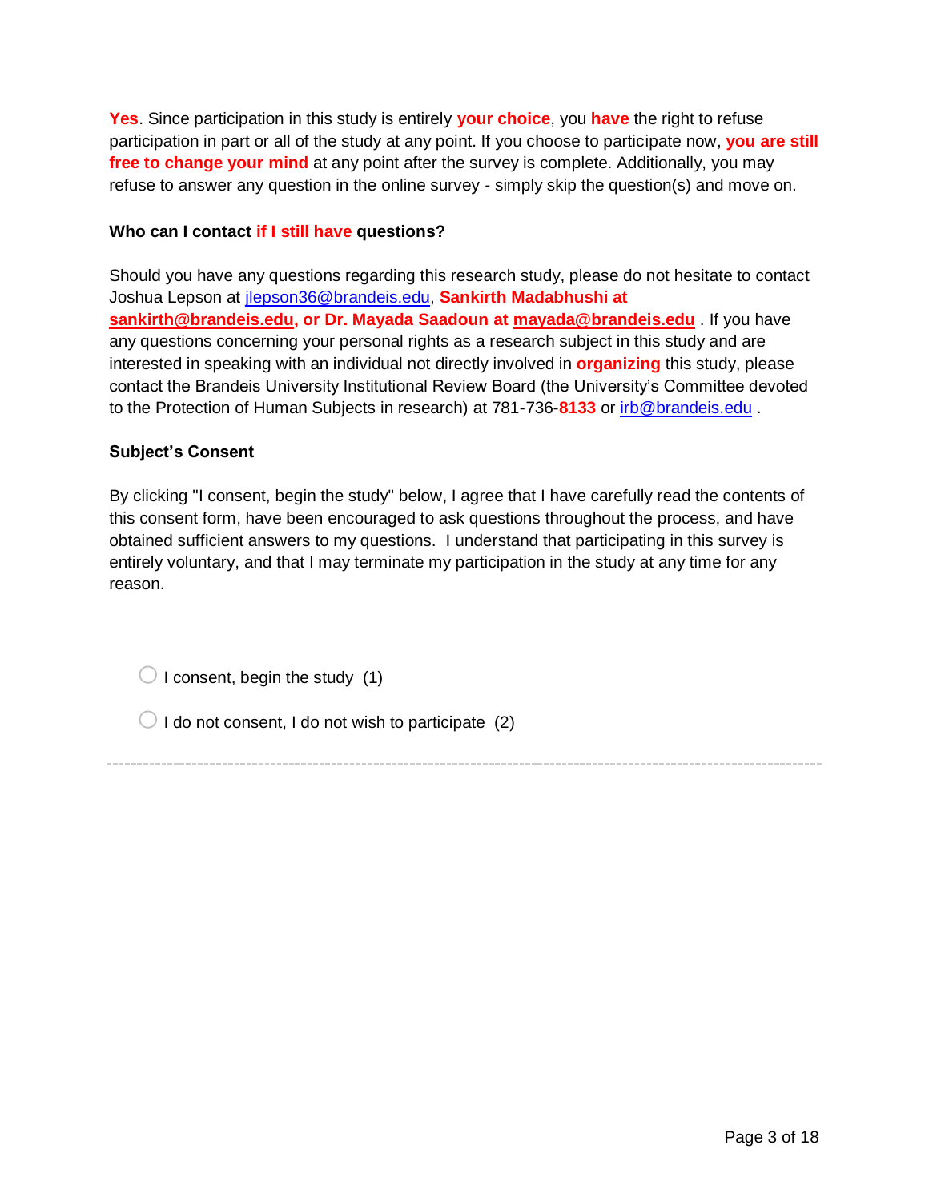**Yes**. Since participation in this study is entirely **your choice**, you **have** the right to refuse participation in part or all of the study at any point. If you choose to participate now, **you are still free to change your mind** at any point after the survey is complete. Additionally, you may refuse to answer any question in the online survey - simply skip the question(s) and move on.

**Who can I contact if I still have questions?**

Should you have any questions regarding this research study, please do not hesitate to contact Joshua Lepson at jlepson36@brandeis.edu, **Sankirth Madabhushi at sankirth@brandeis.edu, or Dr. Mayada Saadoun at mayada@brandeis.edu** . If you have any questions concerning your personal rights as a research subject in this study and are interested in speaking with an individual not directly involved in **organizing** this study, please contact the Brandeis University Institutional Review Board (the University's Committee devoted to the Protection of Human Subjects in research) at 781-736-**8133** or irb@brandeis.edu .

**Subject's Consent**

By clicking "I consent, begin the study" below, I agree that I have carefully read the contents of this consent form, have been encouraged to ask questions throughout the process, and have obtained sufficient answers to my questions. I understand that participating in this survey is entirely voluntary, and that I may terminate my participation in the study at any time for any reason.

○ I consent, begin the study (1)

○ I do not consent, I do not wish to participate (2)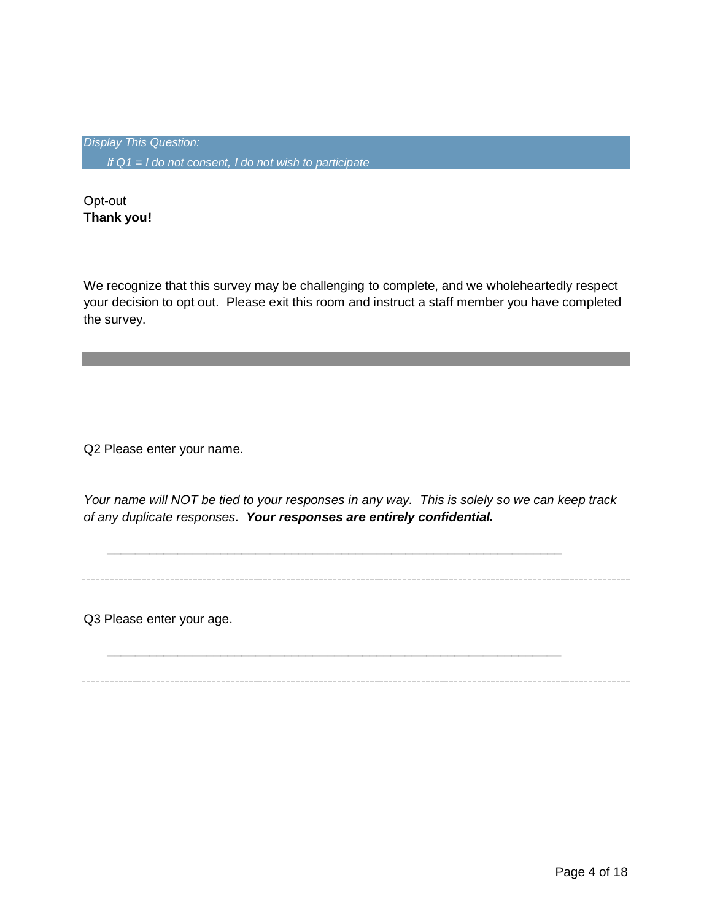*Display This Question:*

*If Q1 = I do not consent, I do not wish to participate*

Opt-out
**Thank you!**

We recognize that this survey may be challenging to complete, and we wholeheartedly respect your decision to opt out. Please exit this room and instruct a staff member you have completed the survey.

---

Q2 Please enter your name.

*Your name will NOT be tied to your responses in any way. This is solely so we can keep track of any duplicate responses.* ***Your responses are entirely confidential.***

________________________________________________________________

---

Q3 Please enter your age.

________________________________________________________________

---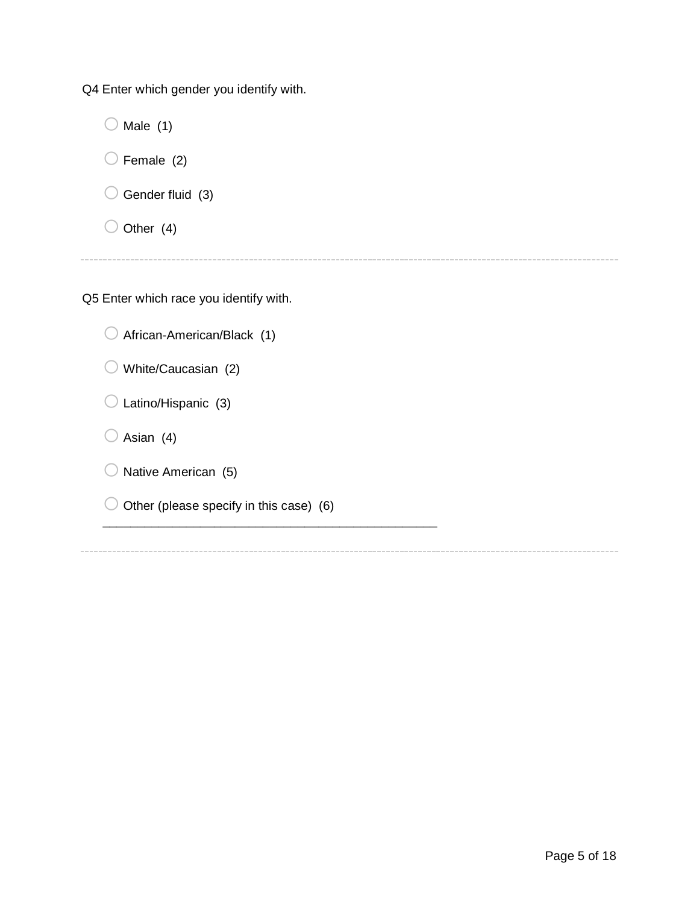Q4 Enter which gender you identify with.

- Male (1)
- Female (2)
- Gender fluid (3)
- Other (4)

---

Q5 Enter which race you identify with.

- African-American/Black (1)
- White/Caucasian (2)
- Latino/Hispanic (3)
- Asian (4)
- Native American (5)
- Other (please specify in this case) (6) ________________________________________________

---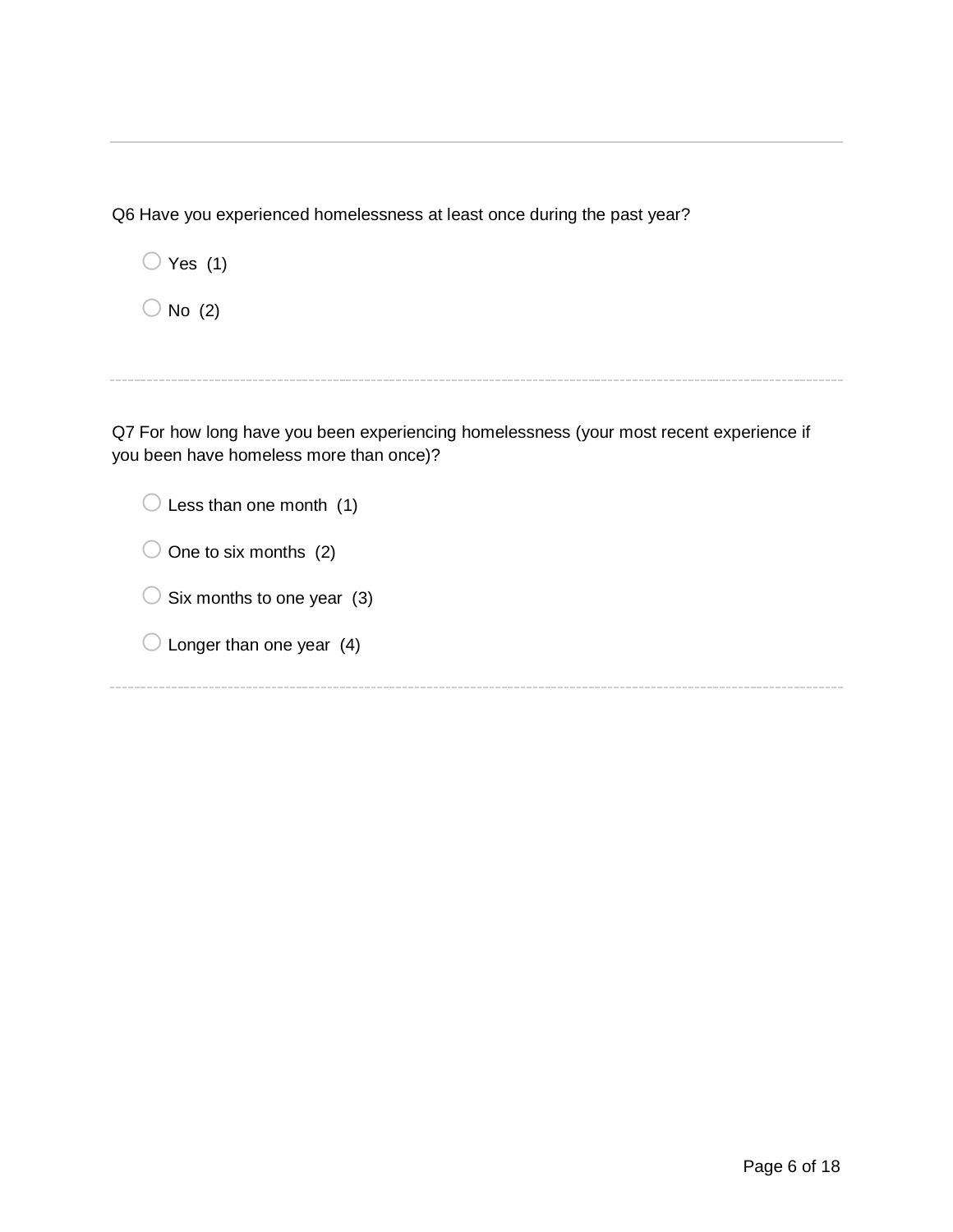Q6 Have you experienced homelessness at least once during the past year?

- Yes (1)
- No (2)

---

Q7 For how long have you been experiencing homelessness (your most recent experience if you been have homeless more than once)?

- Less than one month (1)
- One to six months (2)
- Six months to one year (3)
- Longer than one year (4)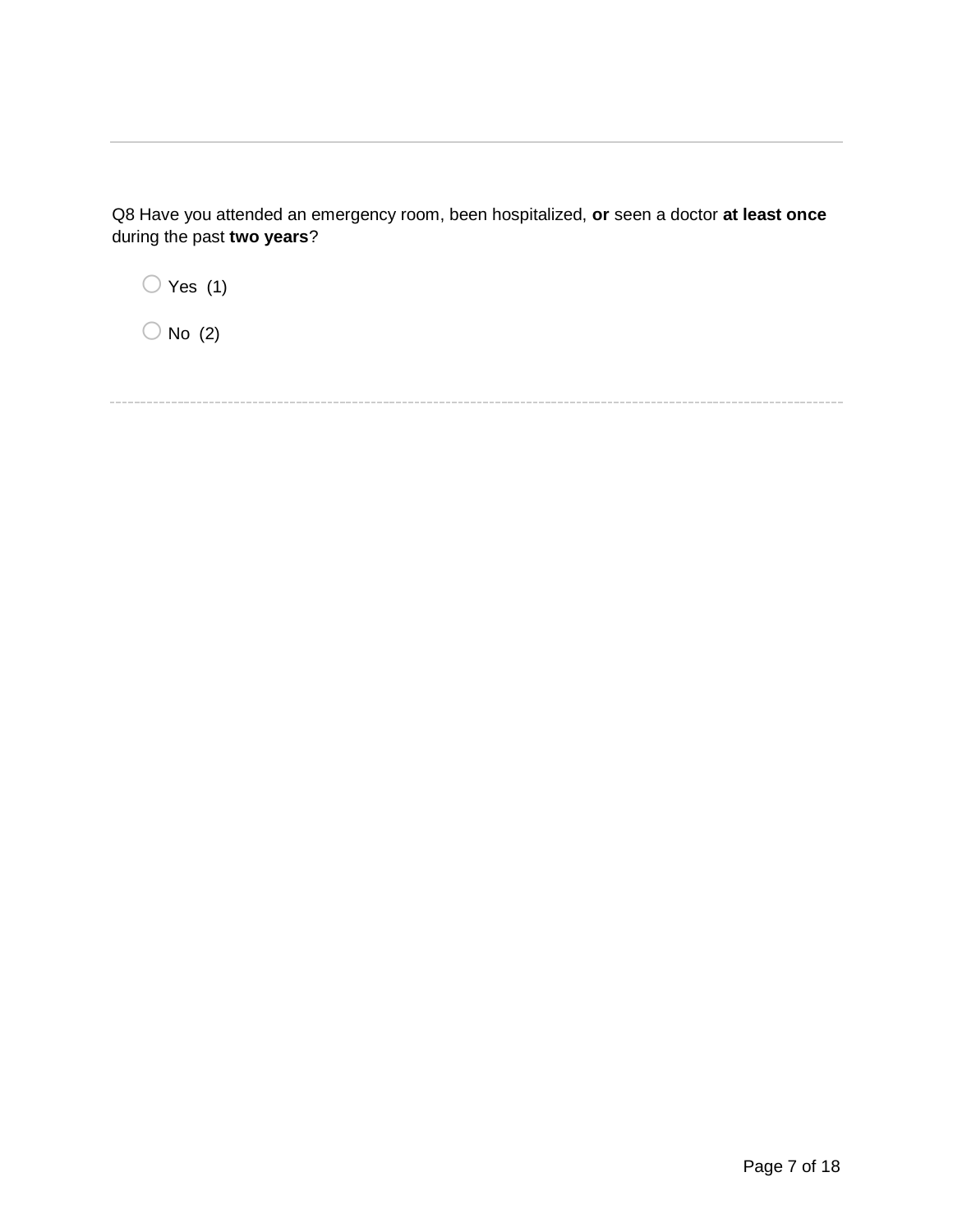---

Q8 Have you attended an emergency room, been hospitalized, **or** seen a doctor **at least once** during the past **two years**?

○ Yes (1)

○ No (2)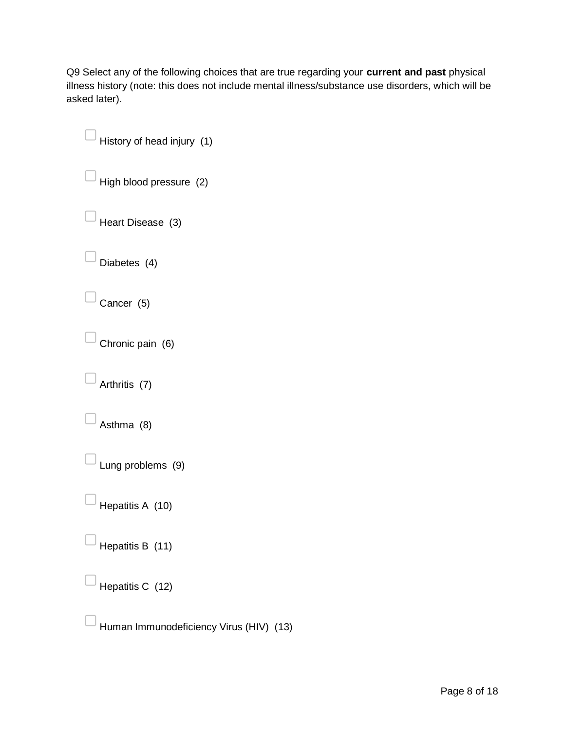Q9 Select any of the following choices that are true regarding your **current and past** physical illness history (note: this does not include mental illness/substance use disorders, which will be asked later).

- ☐ History of head injury (1)
- ☐ High blood pressure (2)
- ☐ Heart Disease (3)
- ☐ Diabetes (4)
- ☐ Cancer (5)
- ☐ Chronic pain (6)
- ☐ Arthritis (7)
- ☐ Asthma (8)
- ☐ Lung problems (9)
- ☐ Hepatitis A (10)
- ☐ Hepatitis B (11)
- ☐ Hepatitis C (12)
- ☐ Human Immunodeficiency Virus (HIV) (13)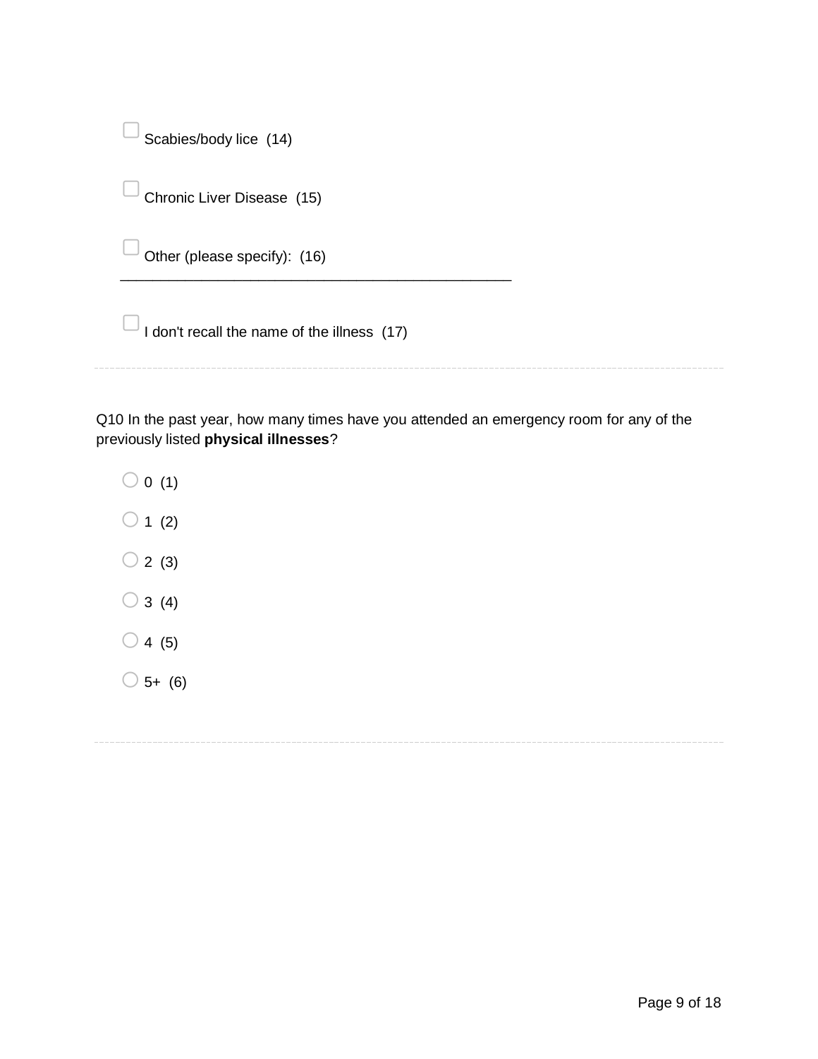☐ Scabies/body lice (14)

☐ Chronic Liver Disease (15)

☐ Other (please specify): (16)
________________________________________________

☐ I don't recall the name of the illness (17)

---

Q10 In the past year, how many times have you attended an emergency room for any of the previously listed **physical illnesses**?

○ 0 (1)

○ 1 (2)

○ 2 (3)

○ 3 (4)

○ 4 (5)

○ 5+ (6)

---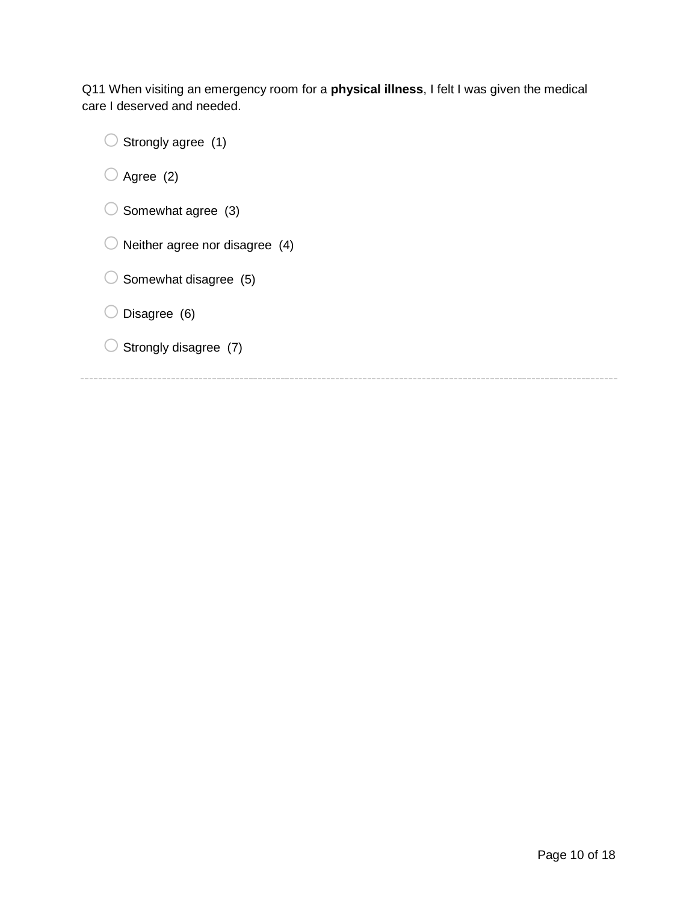Q11 When visiting an emergency room for a **physical illness**, I felt I was given the medical care I deserved and needed.

- Strongly agree (1)
- Agree (2)
- Somewhat agree (3)
- Neither agree nor disagree (4)
- Somewhat disagree (5)
- Disagree (6)
- Strongly disagree (7)

---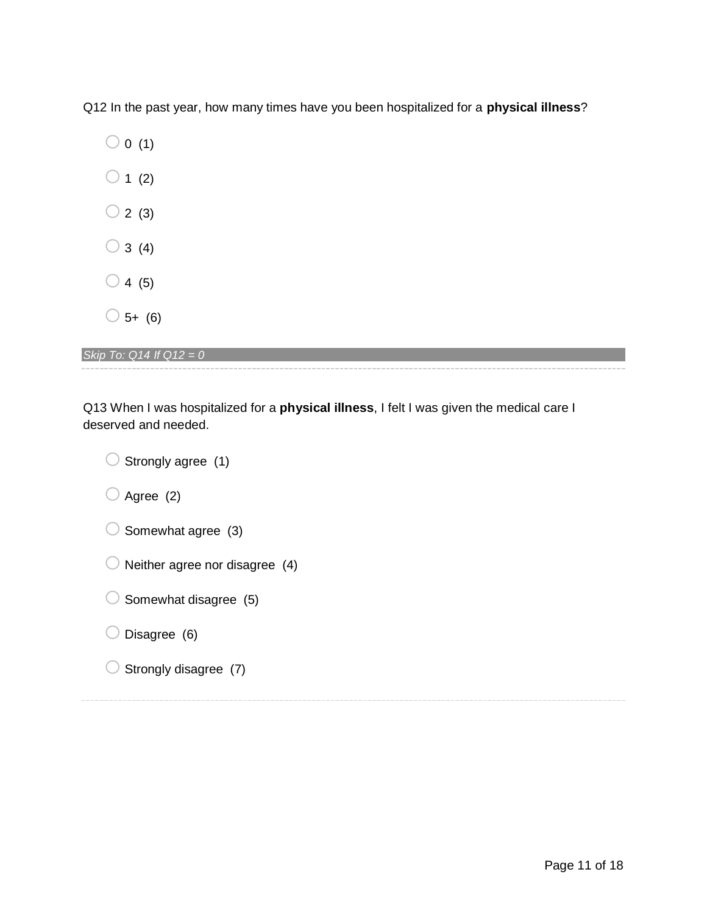Q12 In the past year, how many times have you been hospitalized for a **physical illness**?

- 0 (1)
- 1 (2)
- 2 (3)
- 3 (4)
- 4 (5)
- 5+ (6)

*Skip To: Q14 If Q12 = 0*

---

Q13 When I was hospitalized for a **physical illness**, I felt I was given the medical care I deserved and needed.

- Strongly agree (1)
- Agree (2)
- Somewhat agree (3)
- Neither agree nor disagree (4)
- Somewhat disagree (5)
- Disagree (6)
- Strongly disagree (7)

---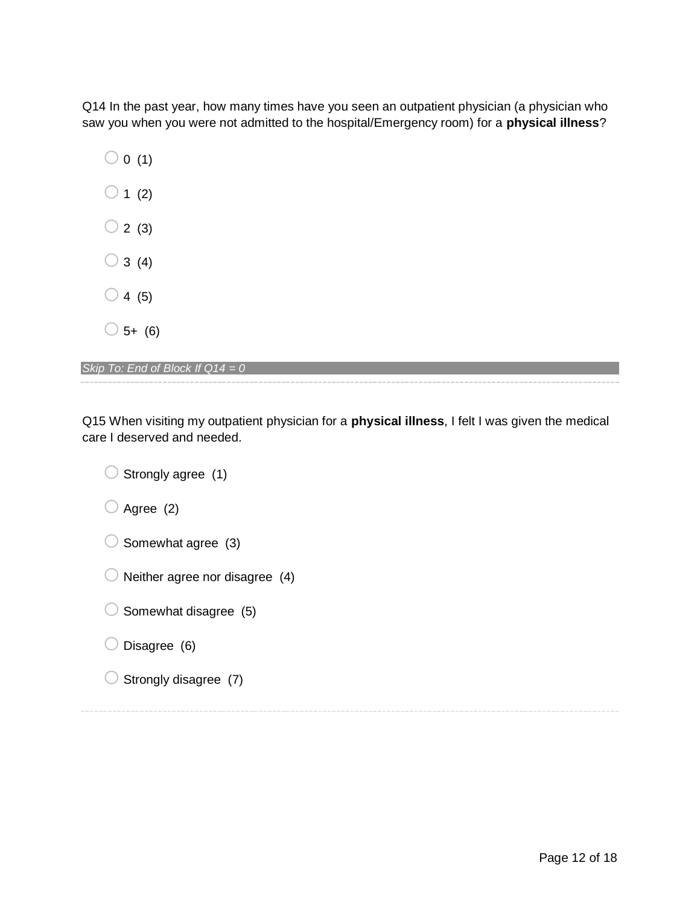Q14 In the past year, how many times have you seen an outpatient physician (a physician who saw you when you were not admitted to the hospital/Emergency room) for a **physical illness**?

- ◯ 0 (1)
- ◯ 1 (2)
- ◯ 2 (3)
- ◯ 3 (4)
- ◯ 4 (5)
- ◯ 5+ (6)

*Skip To: End of Block If Q14 = 0*

---

Q15 When visiting my outpatient physician for a **physical illness**, I felt I was given the medical care I deserved and needed.

- ◯ Strongly agree (1)
- ◯ Agree (2)
- ◯ Somewhat agree (3)
- ◯ Neither agree nor disagree (4)
- ◯ Somewhat disagree (5)
- ◯ Disagree (6)
- ◯ Strongly disagree (7)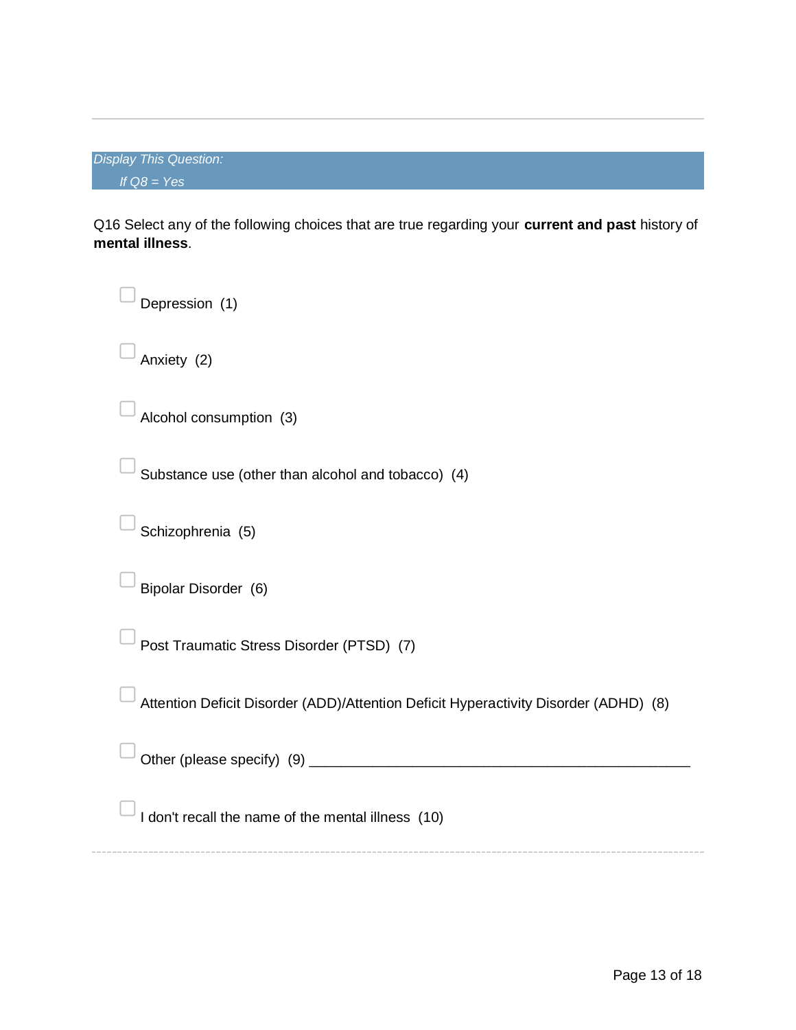*Display This Question:*

*If Q8 = Yes*

Q16 Select any of the following choices that are true regarding your **current and past** history of **mental illness**.

- ☐ Depression (1)
- ☐ Anxiety (2)
- ☐ Alcohol consumption (3)
- ☐ Substance use (other than alcohol and tobacco) (4)
- ☐ Schizophrenia (5)
- ☐ Bipolar Disorder (6)
- ☐ Post Traumatic Stress Disorder (PTSD) (7)
- ☐ Attention Deficit Disorder (ADD)/Attention Deficit Hyperactivity Disorder (ADHD) (8)
- ☐ Other (please specify) (9) ________________________________________________
- ☐ I don't recall the name of the mental illness (10)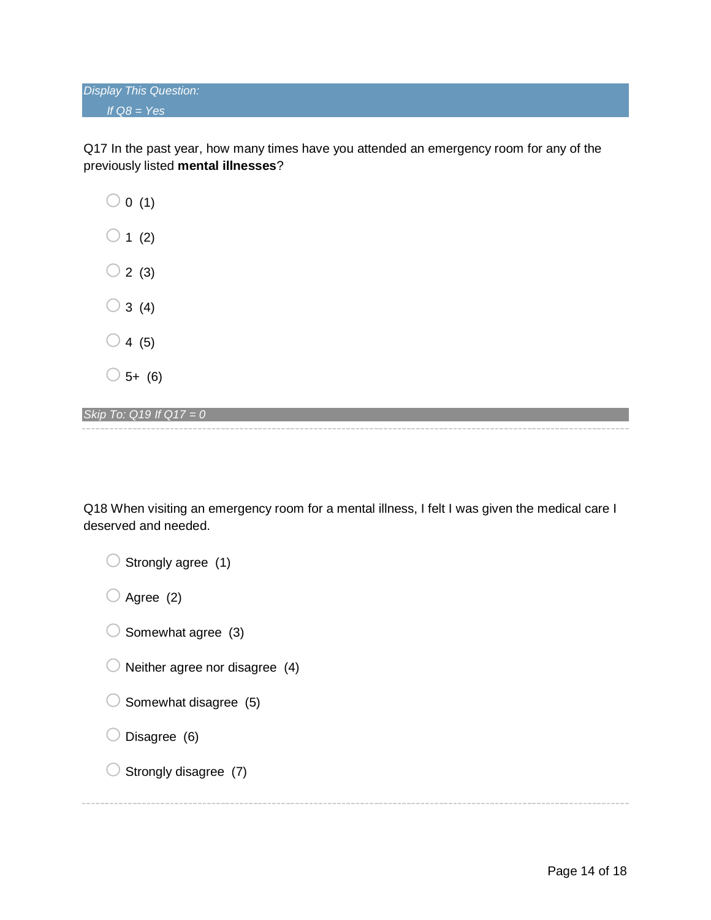*Display This Question:*

*If Q8 = Yes*

Q17 In the past year, how many times have you attended an emergency room for any of the previously listed **mental illnesses**?

- 0 (1)
- 1 (2)
- 2 (3)
- 3 (4)
- 4 (5)
- 5+ (6)

*Skip To: Q19 If Q17 = 0*

---

Q18 When visiting an emergency room for a mental illness, I felt I was given the medical care I deserved and needed.

- Strongly agree (1)
- Agree (2)
- Somewhat agree (3)
- Neither agree nor disagree (4)
- Somewhat disagree (5)
- Disagree (6)
- Strongly disagree (7)

---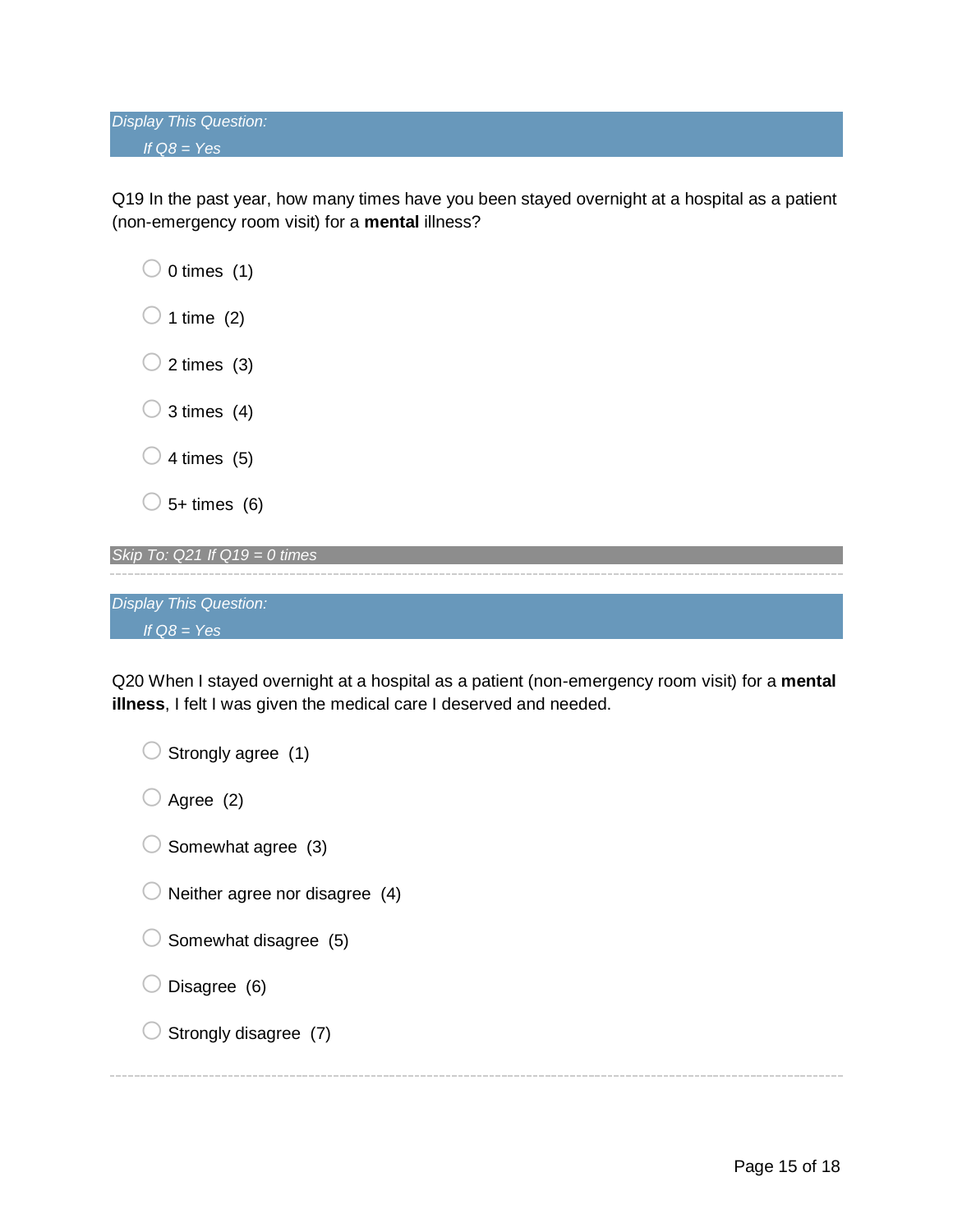*Display This Question:*

*If Q8 = Yes*

Q19 In the past year, how many times have you been stayed overnight at a hospital as a patient (non-emergency room visit) for a **mental** illness?

- 0 times (1)
- 1 time (2)
- 2 times (3)
- 3 times (4)
- 4 times (5)
- 5+ times (6)

*Skip To: Q21 If Q19 = 0 times*

---

*Display This Question:*

*If Q8 = Yes*

Q20 When I stayed overnight at a hospital as a patient (non-emergency room visit) for a **mental illness**, I felt I was given the medical care I deserved and needed.

- Strongly agree (1)
- Agree (2)
- Somewhat agree (3)
- Neither agree nor disagree (4)
- Somewhat disagree (5)
- Disagree (6)
- Strongly disagree (7)

---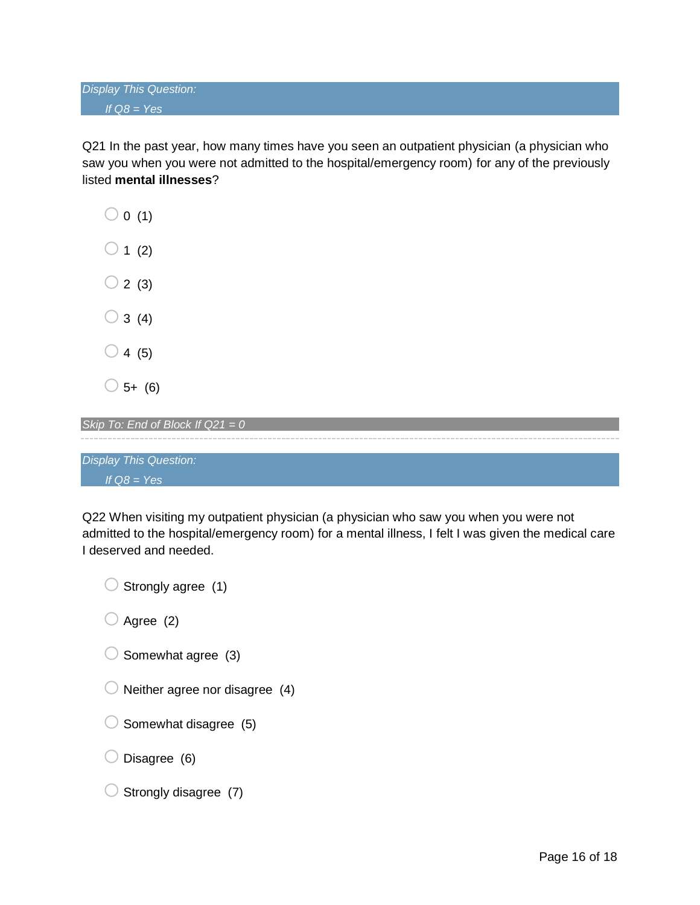*Display This Question:*

*If Q8 = Yes*

Q21 In the past year, how many times have you seen an outpatient physician (a physician who saw you when you were not admitted to the hospital/emergency room) for any of the previously listed **mental illnesses**?

- 0 (1)
- 1 (2)
- 2 (3)
- 3 (4)
- 4 (5)
- 5+ (6)

*Skip To: End of Block If Q21 = 0*

---

*Display This Question:*

*If Q8 = Yes*

Q22 When visiting my outpatient physician (a physician who saw you when you were not admitted to the hospital/emergency room) for a mental illness, I felt I was given the medical care I deserved and needed.

- Strongly agree (1)
- Agree (2)
- Somewhat agree (3)
- Neither agree nor disagree (4)
- Somewhat disagree (5)
- Disagree (6)
- Strongly disagree (7)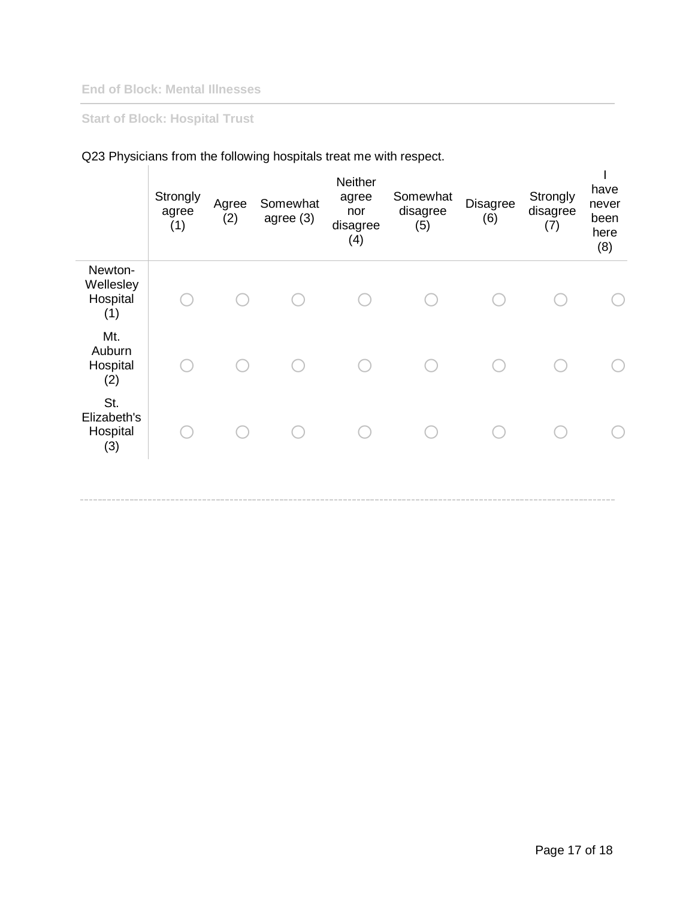End of Block: Mental Illnesses

Start of Block: Hospital Trust

Q23 Physicians from the following hospitals treat me with respect.

| | Strongly agree (1) | Agree (2) | Somewhat agree (3) | Neither agree nor disagree (4) | Somewhat disagree (5) | Disagree (6) | Strongly disagree (7) | I have never been here (8) |
|---|---|---|---|---|---|---|---|---|
| Newton-Wellesley Hospital (1) | ○ | ○ | ○ | ○ | ○ | ○ | ○ | ○ |
| Mt. Auburn Hospital (2) | ○ | ○ | ○ | ○ | ○ | ○ | ○ | ○ |
| St. Elizabeth's Hospital (3) | ○ | ○ | ○ | ○ | ○ | ○ | ○ | ○ |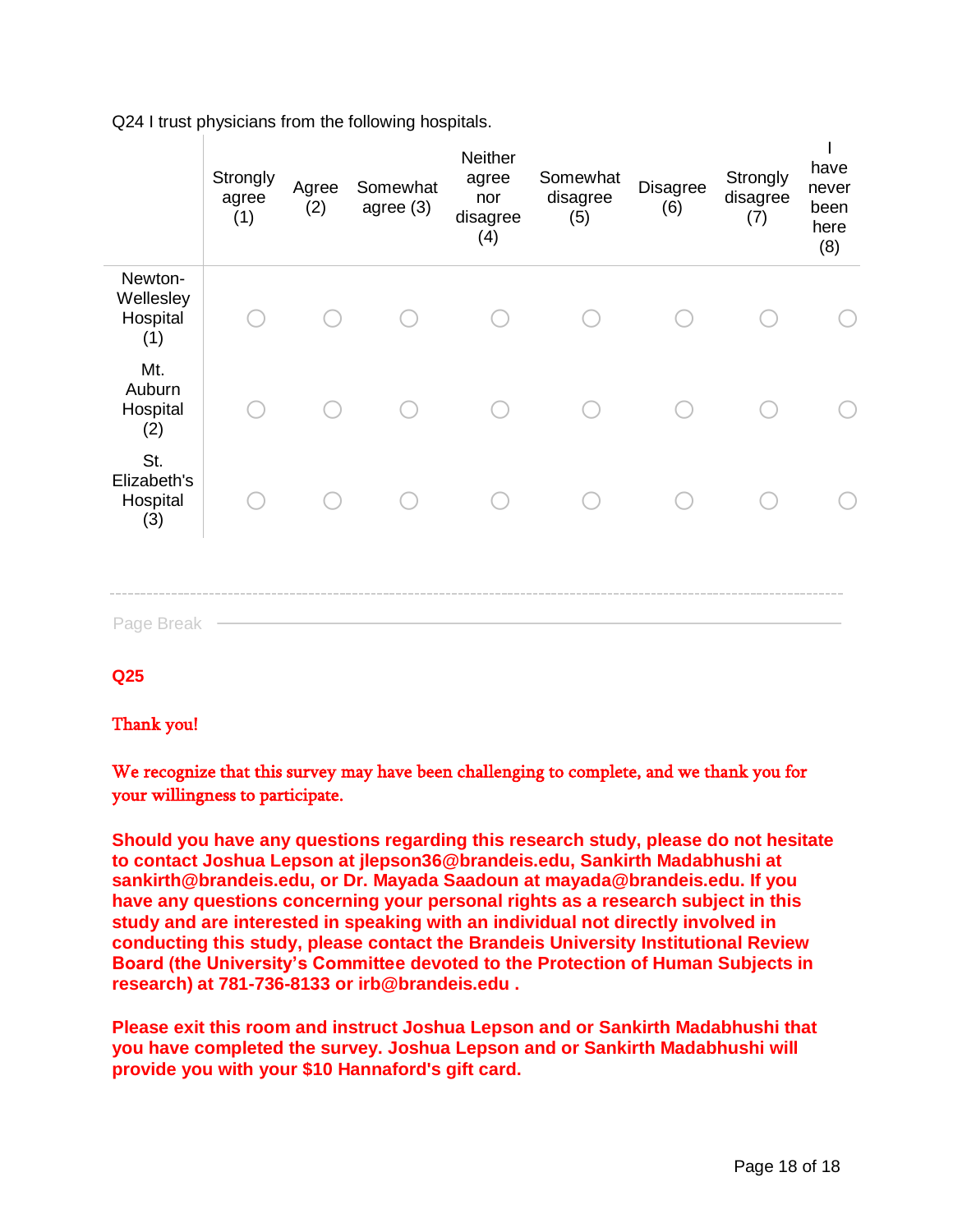Q24 I trust physicians from the following hospitals.

| | Strongly agree (1) | Agree (2) | Somewhat agree (3) | Neither agree nor disagree (4) | Somewhat disagree (5) | Disagree (6) | Strongly disagree (7) | I have never been here (8) |
|---|---|---|---|---|---|---|---|---|
| Newton-Wellesley Hospital (1) | ○ | ○ | ○ | ○ | ○ | ○ | ○ | ○ |
| Mt. Auburn Hospital (2) | ○ | ○ | ○ | ○ | ○ | ○ | ○ | ○ |
| St. Elizabeth's Hospital (3) | ○ | ○ | ○ | ○ | ○ | ○ | ○ | ○ |

Page Break

**Q25**

Thank you!

We recognize that this survey may have been challenging to complete, and we thank you for your willingness to participate.

**Should you have any questions regarding this research study, please do not hesitate to contact Joshua Lepson at jlepson36@brandeis.edu, Sankirth Madabhushi at sankirth@brandeis.edu, or Dr. Mayada Saadoun at mayada@brandeis.edu. If you have any questions concerning your personal rights as a research subject in this study and are interested in speaking with an individual not directly involved in conducting this study, please contact the Brandeis University Institutional Review Board (the University's Committee devoted to the Protection of Human Subjects in research) at 781-736-8133 or irb@brandeis.edu .**

**Please exit this room and instruct Joshua Lepson and or Sankirth Madabhushi that you have completed the survey. Joshua Lepson and or Sankirth Madabhushi will provide you with your $10 Hannaford's gift card.**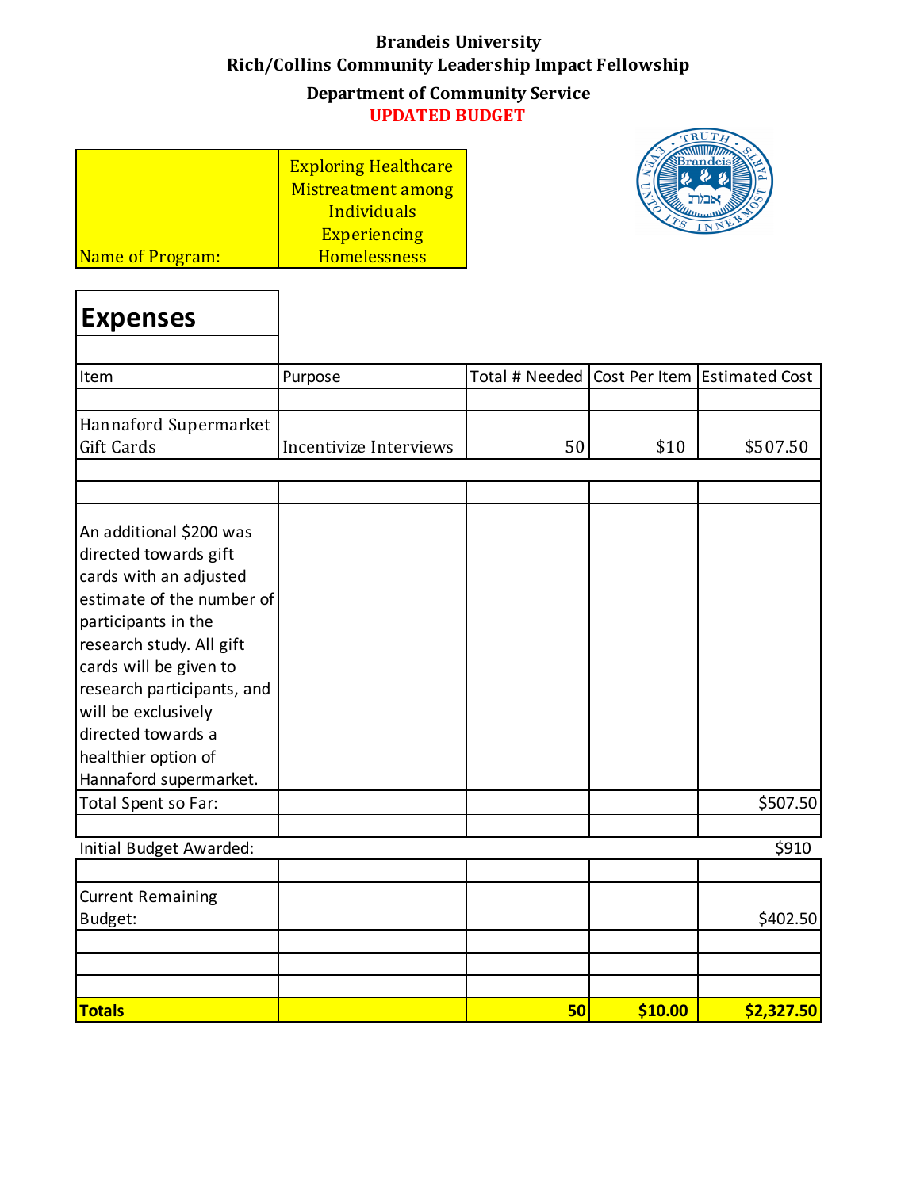**Brandeis University**
**Rich/Collins Community Leadership Impact Fellowship**

**Department of Community Service**
**UPDATED BUDGET**

| Name of Program: | Exploring Healthcare Mistreatment among Individuals Experiencing Homelessness |
|---|---|

## Expenses

| Item | Purpose | Total # Needed | Cost Per Item | Estimated Cost |
|---|---|---|---|---|
| Hannaford Supermarket Gift Cards | Incentivize Interviews | 50 | $10 | $507.50 |
| An additional $200 was directed towards gift cards with an adjusted estimate of the number of participants in the research study. All gift cards will be given to research participants, and will be exclusively directed towards a healthier option of Hannaford supermarket. | | | | |
| Total Spent so Far: | | | | $507.50 |
| Initial Budget Awarded: | | | | $910 |
| Current Remaining Budget: | | | | $402.50 |
| **Totals** | | **50** | **$10.00** | **$2,327.50** |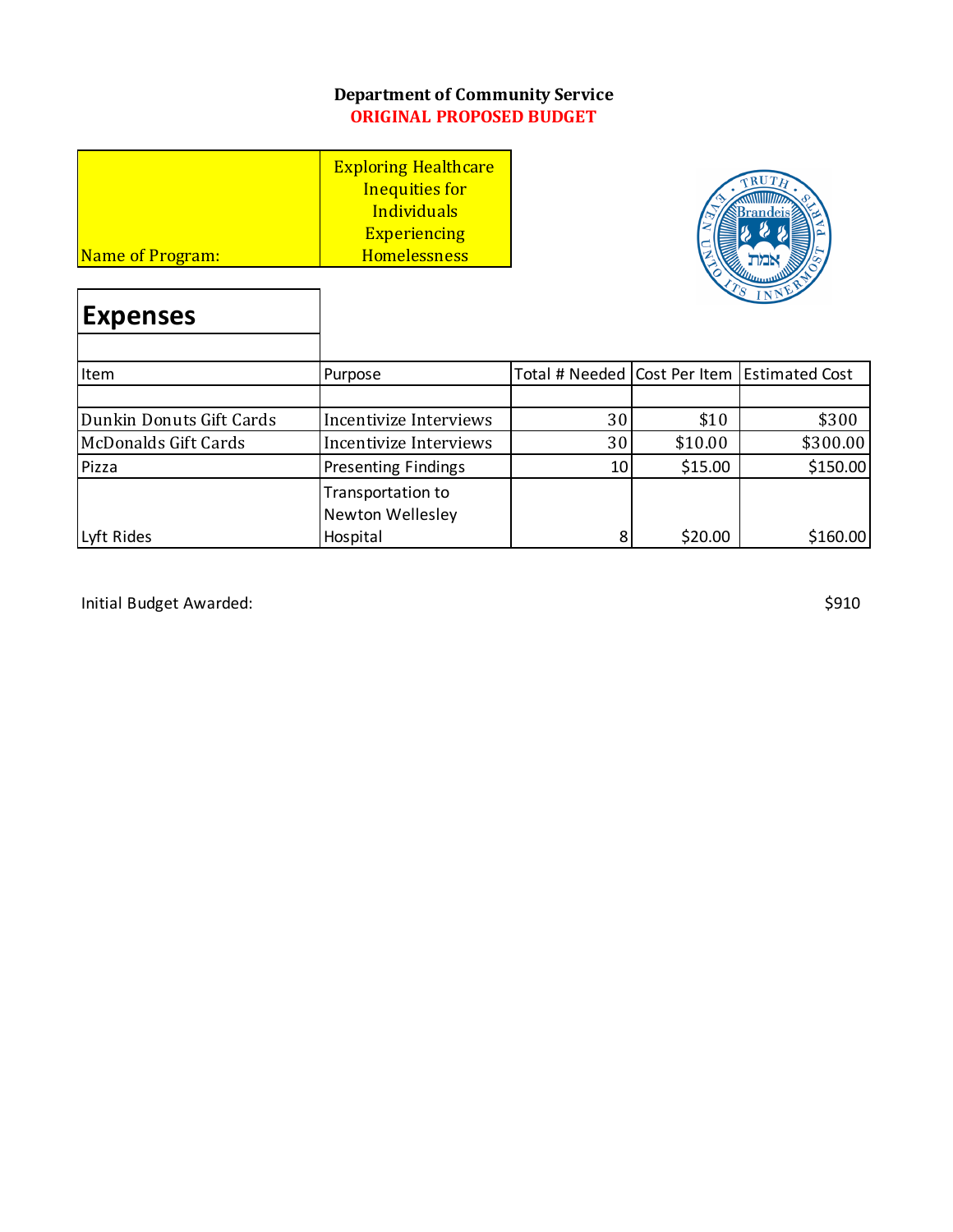**Department of Community Service**

**ORIGINAL PROPOSED BUDGET**

| Name of Program: | Exploring Healthcare Inequities for Individuals Experiencing Homelessness |
|---|---|

## Expenses

| Item | Purpose | Total # Needed | Cost Per Item | Estimated Cost |
|---|---|---|---|---|
| | | | | |
| Dunkin Donuts Gift Cards | Incentivize Interviews | 30 | $10 | $300 |
| McDonalds Gift Cards | Incentivize Interviews | 30 | $10.00 | $300.00 |
| Pizza | Presenting Findings | 10 | $15.00 | $150.00 |
| Lyft Rides | Transportation to Newton Wellesley Hospital | 8 | $20.00 | $160.00 |

Initial Budget Awarded: $910